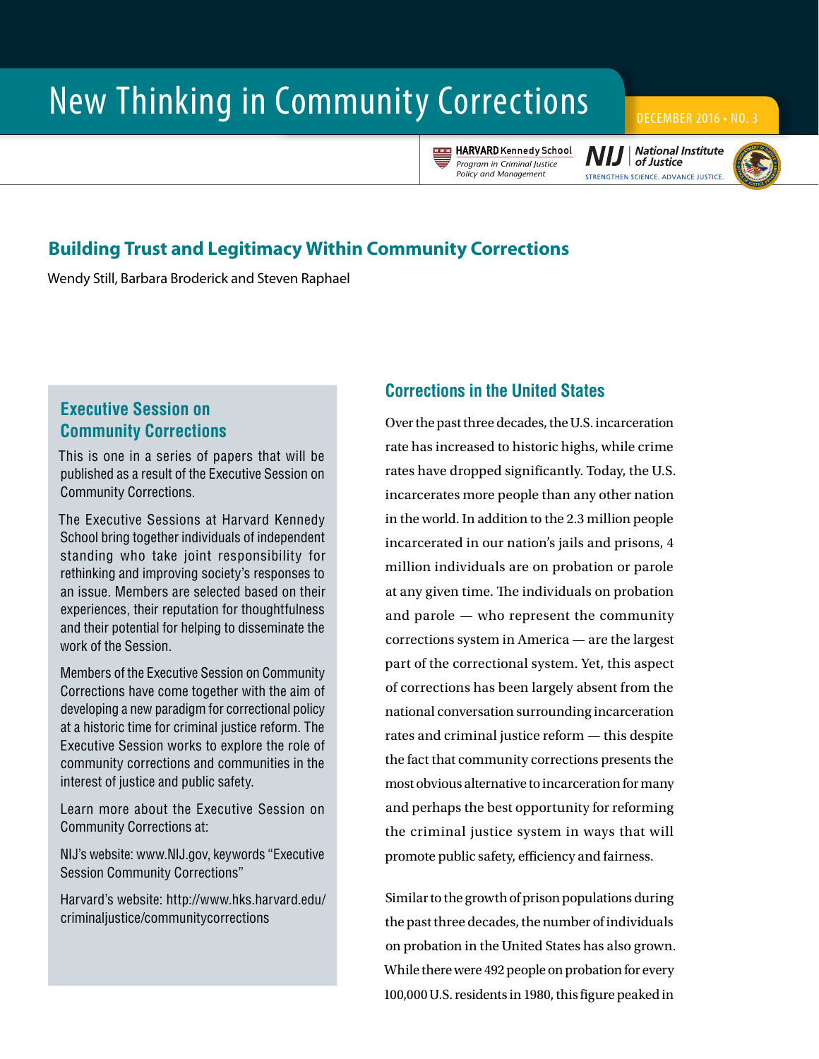# New Thinking in Community Corrections

DECEMBER 2016 • NO. 3

HARVARD Kennedy School
*Program in Criminal Justice Policy and Management*

NIJ | *National Institute of Justice*
STRENGTHEN SCIENCE. ADVANCE JUSTICE.

## Building Trust and Legitimacy Within Community Corrections

Wendy Still, Barbara Broderick and Steven Raphael

### Executive Session on Community Corrections

This is one in a series of papers that will be published as a result of the Executive Session on Community Corrections.

The Executive Sessions at Harvard Kennedy School bring together individuals of independent standing who take joint responsibility for rethinking and improving society's responses to an issue. Members are selected based on their experiences, their reputation for thoughtfulness and their potential for helping to disseminate the work of the Session.

Members of the Executive Session on Community Corrections have come together with the aim of developing a new paradigm for correctional policy at a historic time for criminal justice reform. The Executive Session works to explore the role of community corrections and communities in the interest of justice and public safety.

Learn more about the Executive Session on Community Corrections at:

NIJ's website: www.NIJ.gov, keywords "Executive Session Community Corrections"

Harvard's website: http://www.hks.harvard.edu/criminaljustice/communitycorrections

### Corrections in the United States

Over the past three decades, the U.S. incarceration rate has increased to historic highs, while crime rates have dropped significantly. Today, the U.S. incarcerates more people than any other nation in the world. In addition to the 2.3 million people incarcerated in our nation's jails and prisons, 4 million individuals are on probation or parole at any given time. The individuals on probation and parole — who represent the community corrections system in America — are the largest part of the correctional system. Yet, this aspect of corrections has been largely absent from the national conversation surrounding incarceration rates and criminal justice reform — this despite the fact that community corrections presents the most obvious alternative to incarceration for many and perhaps the best opportunity for reforming the criminal justice system in ways that will promote public safety, efficiency and fairness.

Similar to the growth of prison populations during the past three decades, the number of individuals on probation in the United States has also grown. While there were 492 people on probation for every 100,000 U.S. residents in 1980, this figure peaked in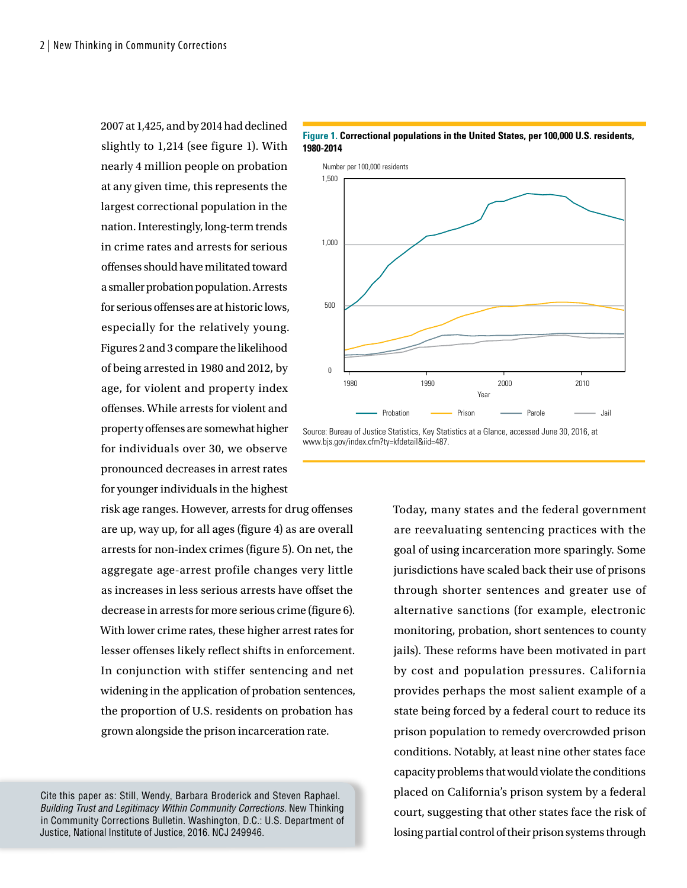2007 at 1,425, and by 2014 had declined slightly to 1,214 (see figure 1). With nearly 4 million people on probation at any given time, this represents the largest correctional population in the nation. Interestingly, long-term trends in crime rates and arrests for serious offenses should have militated toward a smaller probation population. Arrests for serious offenses are at historic lows, especially for the relatively young. Figures 2 and 3 compare the likelihood of being arrested in 1980 and 2012, by age, for violent and property index offenses. While arrests for violent and property offenses are somewhat higher for individuals over 30, we observe pronounced decreases in arrest rates for younger individuals in the highest risk age ranges. However, arrests for drug offenses are up, way up, for all ages (figure 4) as are overall arrests for non-index crimes (figure 5). On net, the aggregate age-arrest profile changes very little as increases in less serious arrests have offset the decrease in arrests for more serious crime (figure 6). With lower crime rates, these higher arrest rates for lesser offenses likely reflect shifts in enforcement. In conjunction with stiffer sentencing and net widening in the application of probation sentences, the proportion of U.S. residents on probation has grown alongside the prison incarceration rate.

**Figure 1. Correctional populations in the United States, per 100,000 U.S. residents, 1980-2014**

Source: Bureau of Justice Statistics, Key Statistics at a Glance, accessed June 30, 2016, at www.bjs.gov/index.cfm?ty=kfdetail&iid=487.

Today, many states and the federal government are reevaluating sentencing practices with the goal of using incarceration more sparingly. Some jurisdictions have scaled back their use of prisons through shorter sentences and greater use of alternative sanctions (for example, electronic monitoring, probation, short sentences to county jails). These reforms have been motivated in part by cost and population pressures. California provides perhaps the most salient example of a state being forced by a federal court to reduce its prison population to remedy overcrowded prison conditions. Notably, at least nine other states face capacity problems that would violate the conditions placed on California's prison system by a federal court, suggesting that other states face the risk of losing partial control of their prison systems through

Cite this paper as: Still, Wendy, Barbara Broderick and Steven Raphael. *Building Trust and Legitimacy Within Community Corrections*. New Thinking in Community Corrections Bulletin. Washington, D.C.: U.S. Department of Justice, National Institute of Justice, 2016. NCJ 249946.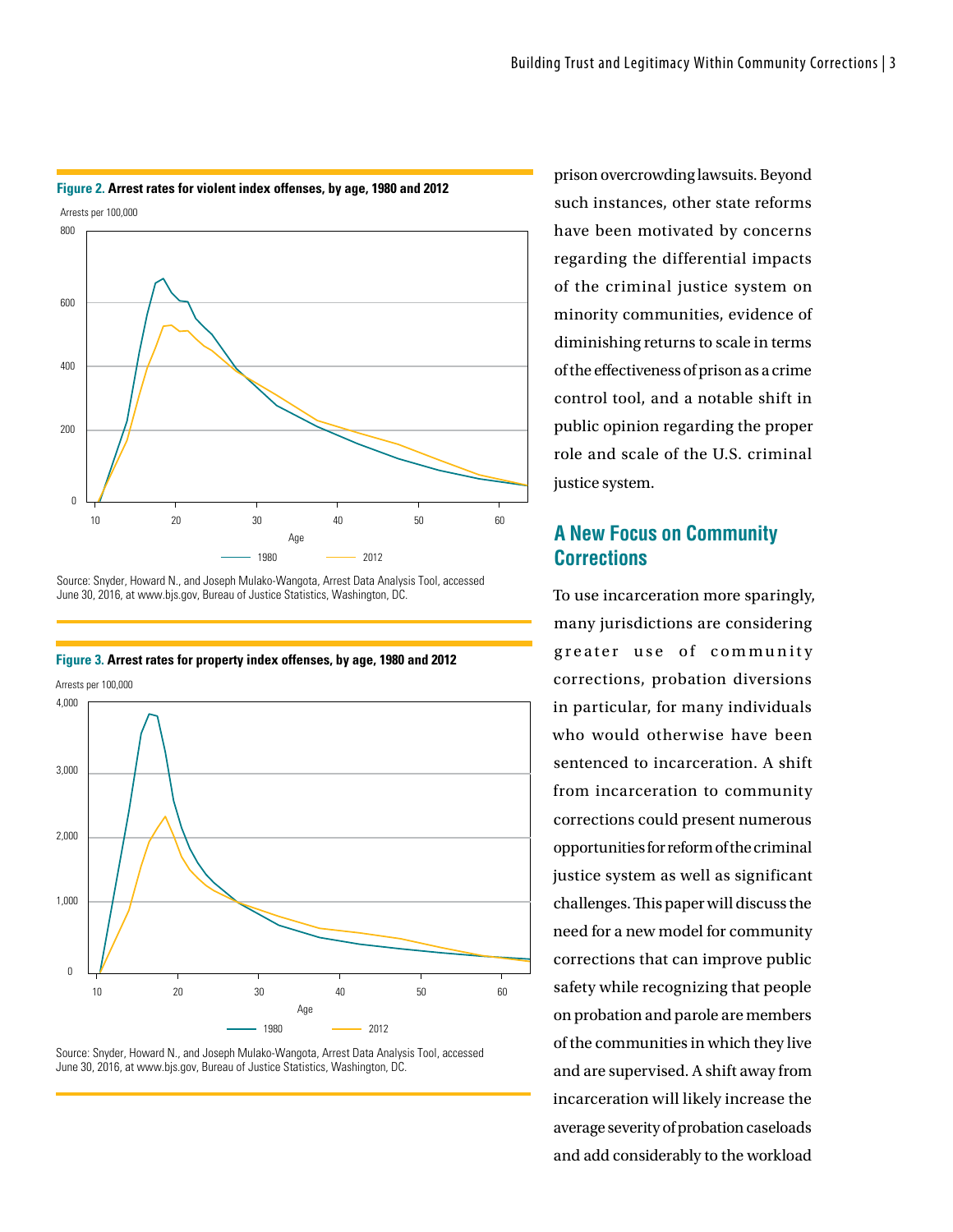**Figure 2.** **Arrest rates for violent index offenses, by age, 1980 and 2012**

Source: Snyder, Howard N., and Joseph Mulako-Wangota, Arrest Data Analysis Tool, accessed June 30, 2016, at www.bjs.gov, Bureau of Justice Statistics, Washington, DC.

**Figure 3.** **Arrest rates for property index offenses, by age, 1980 and 2012**

Source: Snyder, Howard N., and Joseph Mulako-Wangota, Arrest Data Analysis Tool, accessed June 30, 2016, at www.bjs.gov, Bureau of Justice Statistics, Washington, DC.

prison overcrowding lawsuits. Beyond such instances, other state reforms have been motivated by concerns regarding the differential impacts of the criminal justice system on minority communities, evidence of diminishing returns to scale in terms of the effectiveness of prison as a crime control tool, and a notable shift in public opinion regarding the proper role and scale of the U.S. criminal justice system.

## A New Focus on Community Corrections

To use incarceration more sparingly, many jurisdictions are considering greater use of community corrections, probation diversions in particular, for many individuals who would otherwise have been sentenced to incarceration. A shift from incarceration to community corrections could present numerous opportunities for reform of the criminal justice system as well as significant challenges. This paper will discuss the need for a new model for community corrections that can improve public safety while recognizing that people on probation and parole are members of the communities in which they live and are supervised. A shift away from incarceration will likely increase the average severity of probation caseloads and add considerably to the workload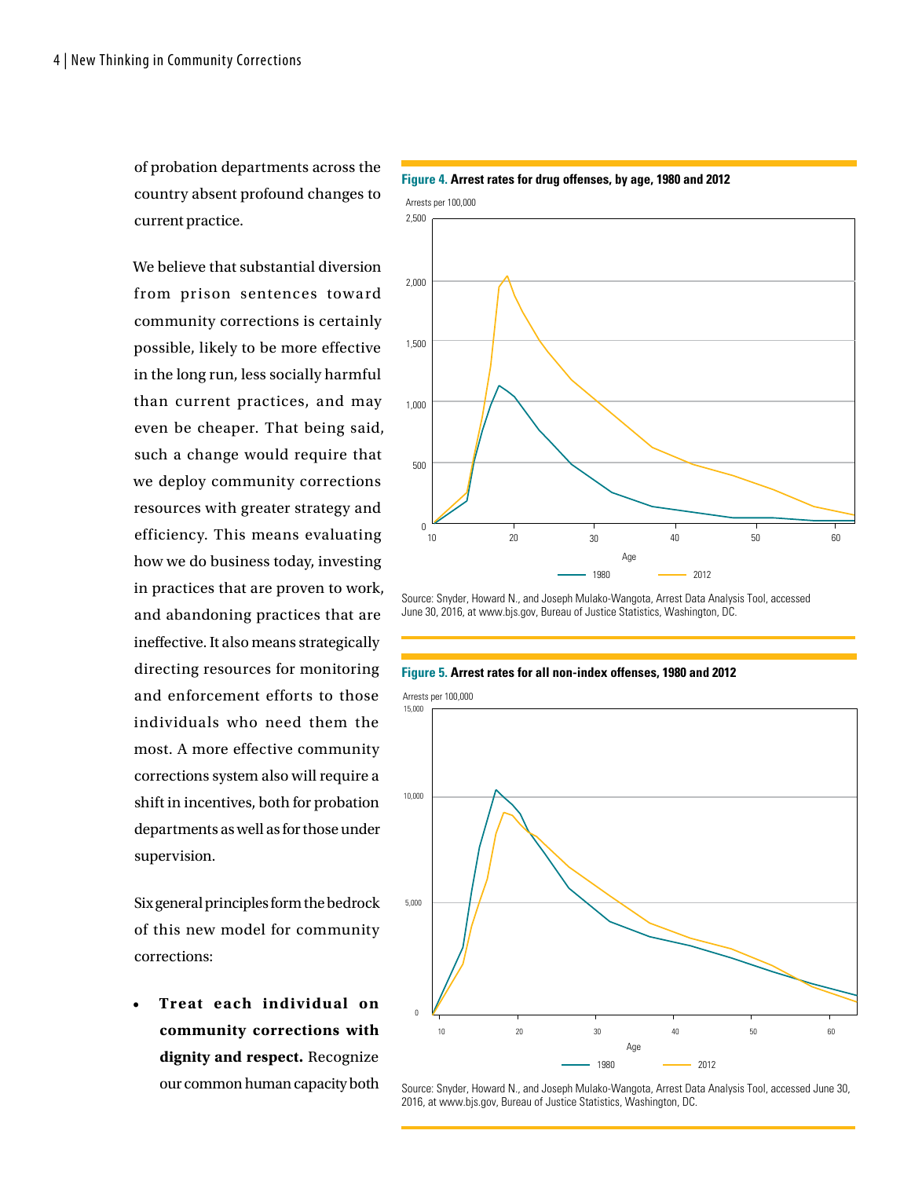of probation departments across the country absent profound changes to current practice.

We believe that substantial diversion from prison sentences toward community corrections is certainly possible, likely to be more effective in the long run, less socially harmful than current practices, and may even be cheaper. That being said, such a change would require that we deploy community corrections resources with greater strategy and efficiency. This means evaluating how we do business today, investing in practices that are proven to work, and abandoning practices that are ineffective. It also means strategically directing resources for monitoring and enforcement efforts to those individuals who need them the most. A more effective community corrections system also will require a shift in incentives, both for probation departments as well as for those under supervision.

Six general principles form the bedrock of this new model for community corrections:

- **Treat each individual on community corrections with dignity and respect.** Recognize our common human capacity both

**Figure 4. Arrest rates for drug offenses, by age, 1980 and 2012**

Source: Snyder, Howard N., and Joseph Mulako-Wangota, Arrest Data Analysis Tool, accessed June 30, 2016, at www.bjs.gov, Bureau of Justice Statistics, Washington, DC.

**Figure 5. Arrest rates for all non-index offenses, 1980 and 2012**

Source: Snyder, Howard N., and Joseph Mulako-Wangota, Arrest Data Analysis Tool, accessed June 30, 2016, at www.bjs.gov, Bureau of Justice Statistics, Washington, DC.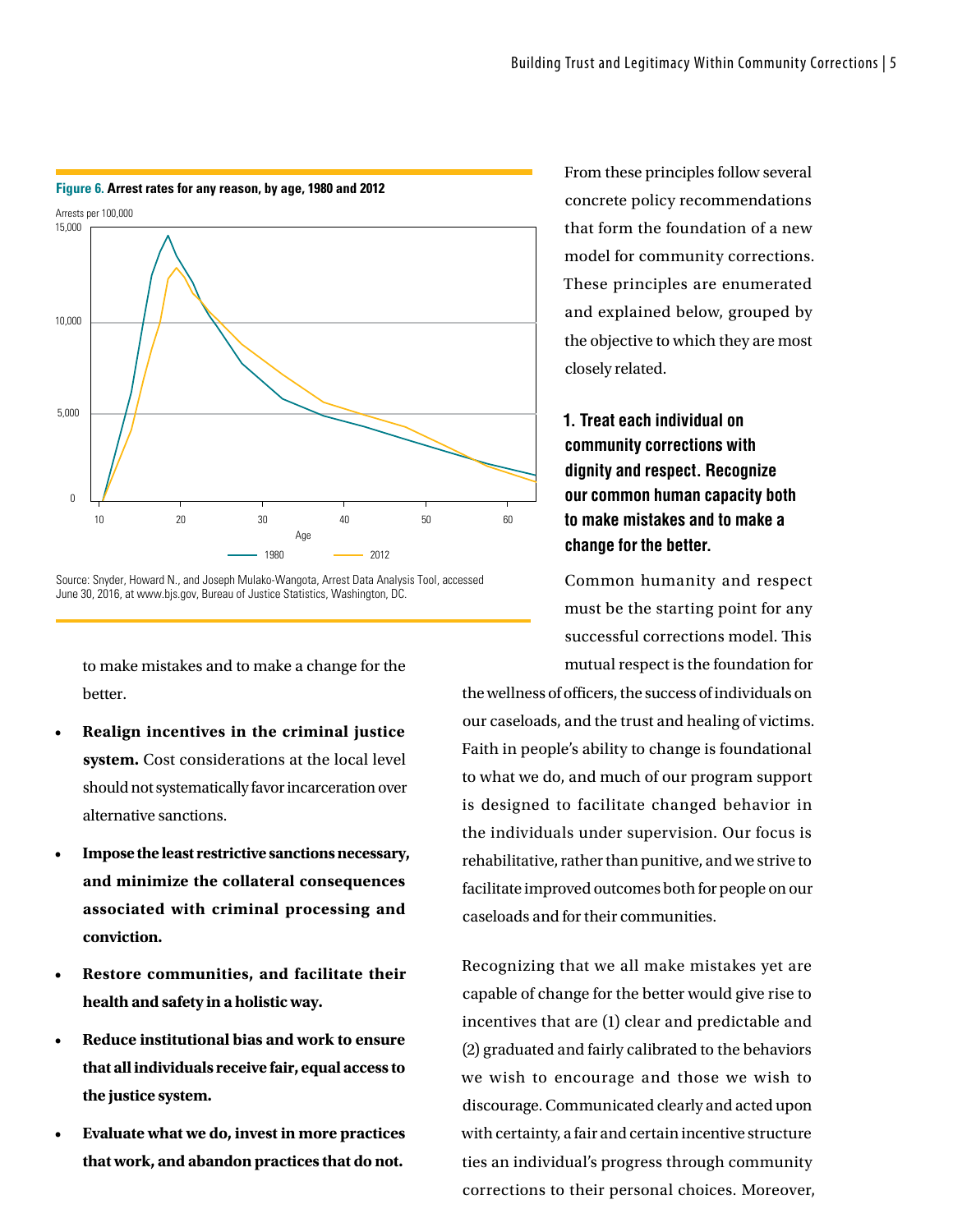**Figure 6. Arrest rates for any reason, by age, 1980 and 2012**

Source: Snyder, Howard N., and Joseph Mulako-Wangota, Arrest Data Analysis Tool, accessed June 30, 2016, at www.bjs.gov, Bureau of Justice Statistics, Washington, DC.

to make mistakes and to make a change for the better.

- **Realign incentives in the criminal justice system.** Cost considerations at the local level should not systematically favor incarceration over alternative sanctions.
- **Impose the least restrictive sanctions necessary, and minimize the collateral consequences associated with criminal processing and conviction.**
- **Restore communities, and facilitate their health and safety in a holistic way.**
- **Reduce institutional bias and work to ensure that all individuals receive fair, equal access to the justice system.**
- **Evaluate what we do, invest in more practices that work, and abandon practices that do not.**

From these principles follow several concrete policy recommendations that form the foundation of a new model for community corrections. These principles are enumerated and explained below, grouped by the objective to which they are most closely related.

### 1. Treat each individual on community corrections with dignity and respect. Recognize our common human capacity both to make mistakes and to make a change for the better.

Common humanity and respect must be the starting point for any successful corrections model. This mutual respect is the foundation for the wellness of officers, the success of individuals on our caseloads, and the trust and healing of victims. Faith in people's ability to change is foundational to what we do, and much of our program support is designed to facilitate changed behavior in the individuals under supervision. Our focus is rehabilitative, rather than punitive, and we strive to facilitate improved outcomes both for people on our caseloads and for their communities.

Recognizing that we all make mistakes yet are capable of change for the better would give rise to incentives that are (1) clear and predictable and (2) graduated and fairly calibrated to the behaviors we wish to encourage and those we wish to discourage. Communicated clearly and acted upon with certainty, a fair and certain incentive structure ties an individual's progress through community corrections to their personal choices. Moreover,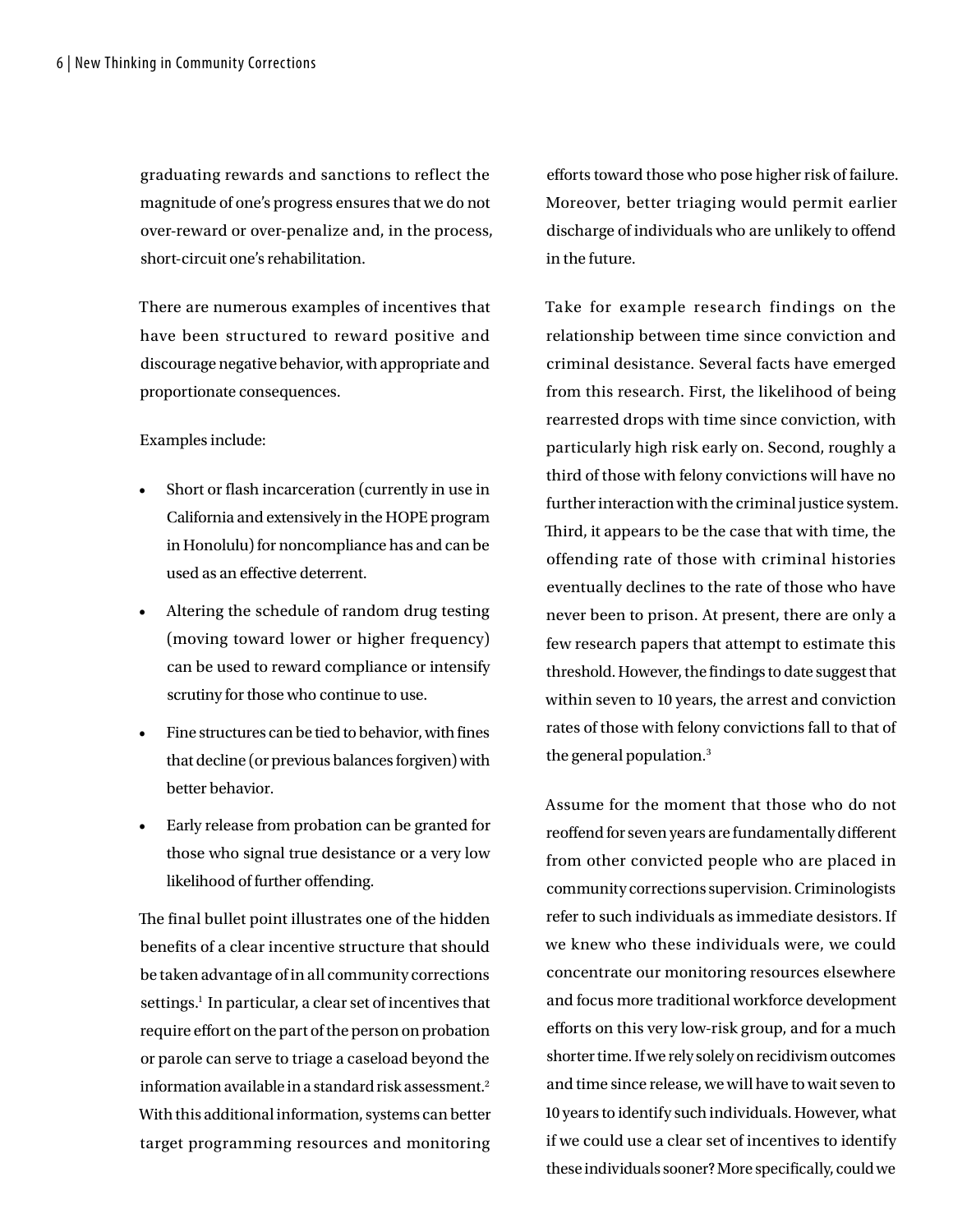graduating rewards and sanctions to reflect the magnitude of one's progress ensures that we do not over-reward or over-penalize and, in the process, short-circuit one's rehabilitation.

There are numerous examples of incentives that have been structured to reward positive and discourage negative behavior, with appropriate and proportionate consequences.

Examples include:

- Short or flash incarceration (currently in use in California and extensively in the HOPE program in Honolulu) for noncompliance has and can be used as an effective deterrent.
- Altering the schedule of random drug testing (moving toward lower or higher frequency) can be used to reward compliance or intensify scrutiny for those who continue to use.
- Fine structures can be tied to behavior, with fines that decline (or previous balances forgiven) with better behavior.
- Early release from probation can be granted for those who signal true desistance or a very low likelihood of further offending.

The final bullet point illustrates one of the hidden benefits of a clear incentive structure that should be taken advantage of in all community corrections settings.[1] In particular, a clear set of incentives that require effort on the part of the person on probation or parole can serve to triage a caseload beyond the information available in a standard risk assessment.[2] With this additional information, systems can better target programming resources and monitoring efforts toward those who pose higher risk of failure. Moreover, better triaging would permit earlier discharge of individuals who are unlikely to offend in the future.

Take for example research findings on the relationship between time since conviction and criminal desistance. Several facts have emerged from this research. First, the likelihood of being rearrested drops with time since conviction, with particularly high risk early on. Second, roughly a third of those with felony convictions will have no further interaction with the criminal justice system. Third, it appears to be the case that with time, the offending rate of those with criminal histories eventually declines to the rate of those who have never been to prison. At present, there are only a few research papers that attempt to estimate this threshold. However, the findings to date suggest that within seven to 10 years, the arrest and conviction rates of those with felony convictions fall to that of the general population.[3]

Assume for the moment that those who do not reoffend for seven years are fundamentally different from other convicted people who are placed in community corrections supervision. Criminologists refer to such individuals as immediate desistors. If we knew who these individuals were, we could concentrate our monitoring resources elsewhere and focus more traditional workforce development efforts on this very low-risk group, and for a much shorter time. If we rely solely on recidivism outcomes and time since release, we will have to wait seven to 10 years to identify such individuals. However, what if we could use a clear set of incentives to identify these individuals sooner? More specifically, could we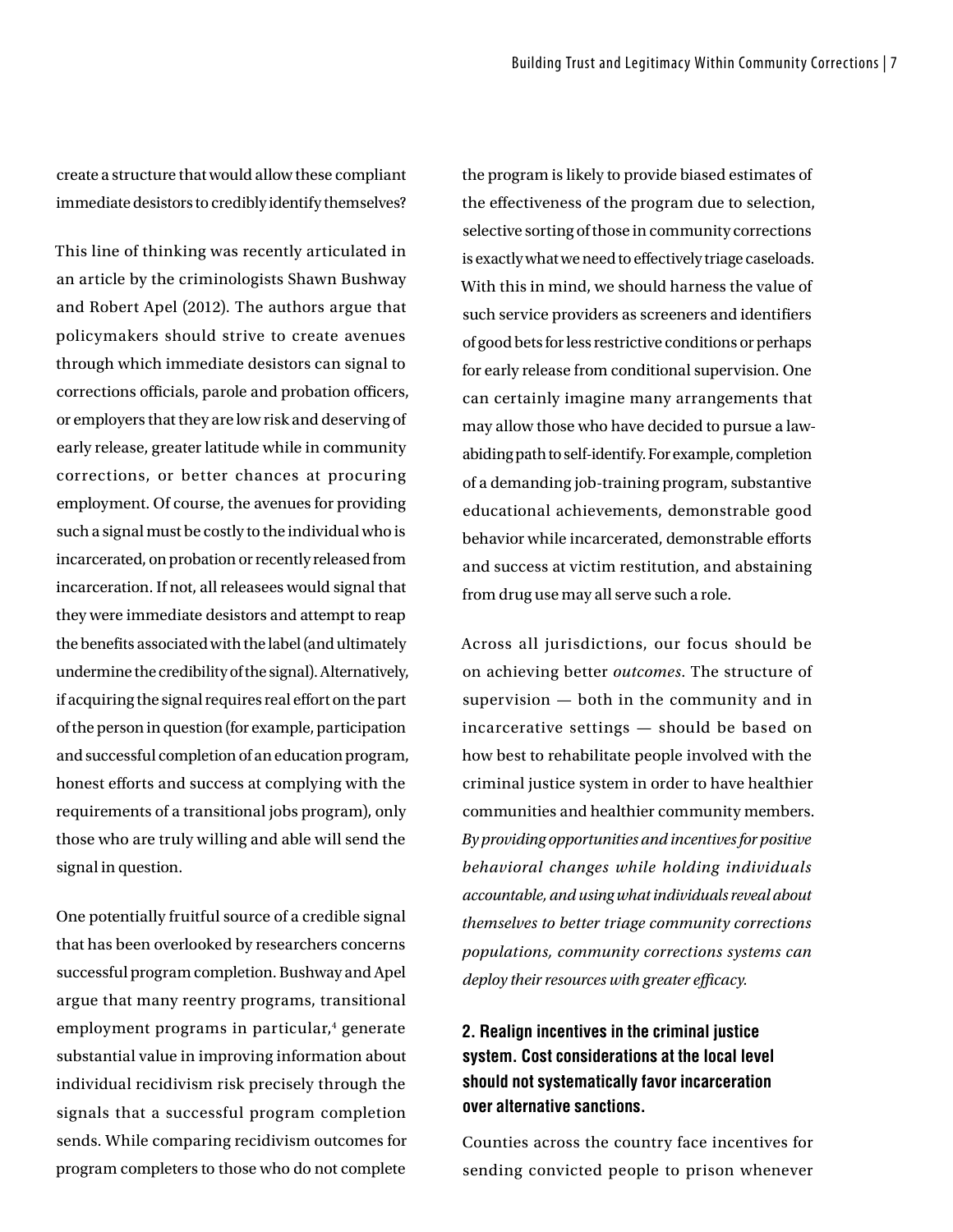create a structure that would allow these compliant immediate desistors to credibly identify themselves?

This line of thinking was recently articulated in an article by the criminologists Shawn Bushway and Robert Apel (2012). The authors argue that policymakers should strive to create avenues through which immediate desistors can signal to corrections officials, parole and probation officers, or employers that they are low risk and deserving of early release, greater latitude while in community corrections, or better chances at procuring employment. Of course, the avenues for providing such a signal must be costly to the individual who is incarcerated, on probation or recently released from incarceration. If not, all releasees would signal that they were immediate desistors and attempt to reap the benefits associated with the label (and ultimately undermine the credibility of the signal). Alternatively, if acquiring the signal requires real effort on the part of the person in question (for example, participation and successful completion of an education program, honest efforts and success at complying with the requirements of a transitional jobs program), only those who are truly willing and able will send the signal in question.

One potentially fruitful source of a credible signal that has been overlooked by researchers concerns successful program completion. Bushway and Apel argue that many reentry programs, transitional employment programs in particular,[4] generate substantial value in improving information about individual recidivism risk precisely through the signals that a successful program completion sends. While comparing recidivism outcomes for program completers to those who do not complete the program is likely to provide biased estimates of the effectiveness of the program due to selection, selective sorting of those in community corrections is exactly what we need to effectively triage caseloads. With this in mind, we should harness the value of such service providers as screeners and identifiers of good bets for less restrictive conditions or perhaps for early release from conditional supervision. One can certainly imagine many arrangements that may allow those who have decided to pursue a law-abiding path to self-identify. For example, completion of a demanding job-training program, substantive educational achievements, demonstrable good behavior while incarcerated, demonstrable efforts and success at victim restitution, and abstaining from drug use may all serve such a role.

Across all jurisdictions, our focus should be on achieving better *outcomes*. The structure of supervision — both in the community and in incarcerative settings — should be based on how best to rehabilitate people involved with the criminal justice system in order to have healthier communities and healthier community members. *By providing opportunities and incentives for positive behavioral changes while holding individuals accountable, and using what individuals reveal about themselves to better triage community corrections populations, community corrections systems can deploy their resources with greater efficacy.*

### 2. Realign incentives in the criminal justice system. Cost considerations at the local level should not systematically favor incarceration over alternative sanctions.

Counties across the country face incentives for sending convicted people to prison whenever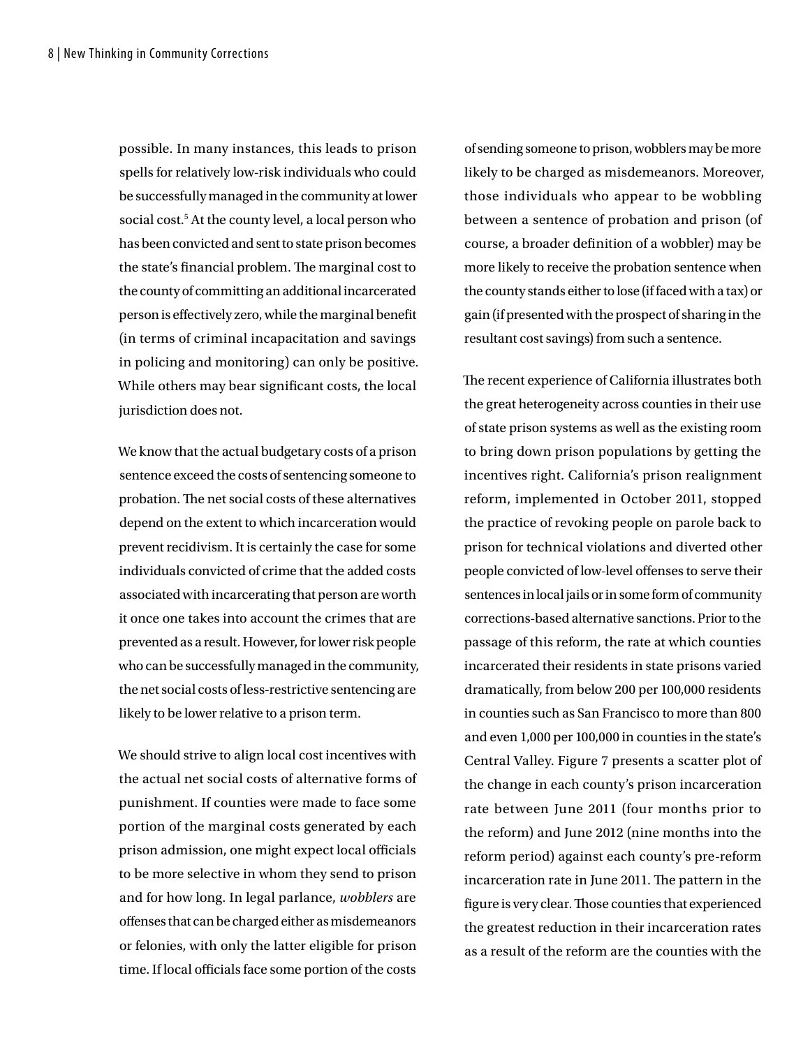possible. In many instances, this leads to prison spells for relatively low-risk individuals who could be successfully managed in the community at lower social cost.[5] At the county level, a local person who has been convicted and sent to state prison becomes the state's financial problem. The marginal cost to the county of committing an additional incarcerated person is effectively zero, while the marginal benefit (in terms of criminal incapacitation and savings in policing and monitoring) can only be positive. While others may bear significant costs, the local jurisdiction does not.

We know that the actual budgetary costs of a prison sentence exceed the costs of sentencing someone to probation. The net social costs of these alternatives depend on the extent to which incarceration would prevent recidivism. It is certainly the case for some individuals convicted of crime that the added costs associated with incarcerating that person are worth it once one takes into account the crimes that are prevented as a result. However, for lower risk people who can be successfully managed in the community, the net social costs of less-restrictive sentencing are likely to be lower relative to a prison term.

We should strive to align local cost incentives with the actual net social costs of alternative forms of punishment. If counties were made to face some portion of the marginal costs generated by each prison admission, one might expect local officials to be more selective in whom they send to prison and for how long. In legal parlance, *wobblers* are offenses that can be charged either as misdemeanors or felonies, with only the latter eligible for prison time. If local officials face some portion of the costs of sending someone to prison, wobblers may be more likely to be charged as misdemeanors. Moreover, those individuals who appear to be wobbling between a sentence of probation and prison (of course, a broader definition of a wobbler) may be more likely to receive the probation sentence when the county stands either to lose (if faced with a tax) or gain (if presented with the prospect of sharing in the resultant cost savings) from such a sentence.

The recent experience of California illustrates both the great heterogeneity across counties in their use of state prison systems as well as the existing room to bring down prison populations by getting the incentives right. California's prison realignment reform, implemented in October 2011, stopped the practice of revoking people on parole back to prison for technical violations and diverted other people convicted of low-level offenses to serve their sentences in local jails or in some form of community corrections-based alternative sanctions. Prior to the passage of this reform, the rate at which counties incarcerated their residents in state prisons varied dramatically, from below 200 per 100,000 residents in counties such as San Francisco to more than 800 and even 1,000 per 100,000 in counties in the state's Central Valley. Figure 7 presents a scatter plot of the change in each county's prison incarceration rate between June 2011 (four months prior to the reform) and June 2012 (nine months into the reform period) against each county's pre-reform incarceration rate in June 2011. The pattern in the figure is very clear. Those counties that experienced the greatest reduction in their incarceration rates as a result of the reform are the counties with the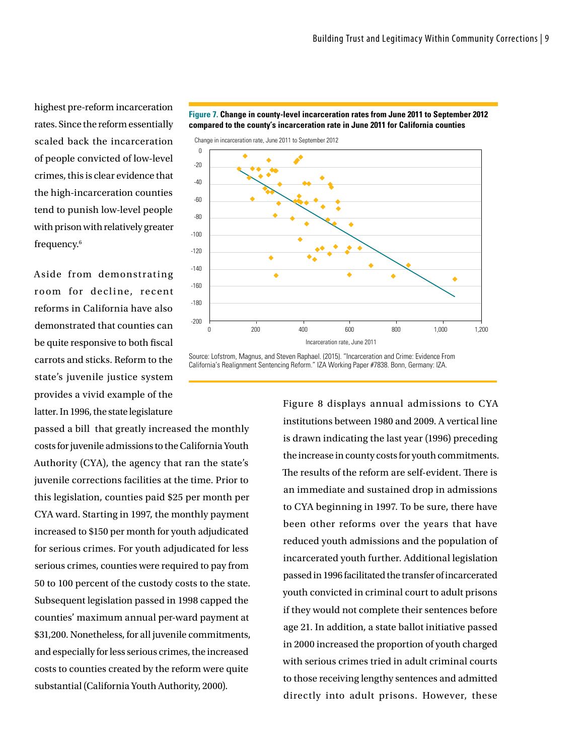highest pre-reform incarceration rates. Since the reform essentially scaled back the incarceration of people convicted of low-level crimes, this is clear evidence that the high-incarceration counties tend to punish low-level people with prison with relatively greater frequency.[6]

**Figure 7. Change in county-level incarceration rates from June 2011 to September 2012 compared to the county's incarceration rate in June 2011 for California counties**

Source: Lofstrom, Magnus, and Steven Raphael. (2015). "Incarceration and Crime: Evidence From California's Realignment Sentencing Reform." IZA Working Paper #7838. Bonn, Germany: IZA.

Aside from demonstrating room for decline, recent reforms in California have also demonstrated that counties can be quite responsive to both fiscal carrots and sticks. Reform to the state's juvenile justice system provides a vivid example of the latter. In 1996, the state legislature passed a bill that greatly increased the monthly costs for juvenile admissions to the California Youth Authority (CYA), the agency that ran the state's juvenile corrections facilities at the time. Prior to this legislation, counties paid $25 per month per CYA ward. Starting in 1997, the monthly payment increased to $150 per month for youth adjudicated for serious crimes. For youth adjudicated for less serious crimes, counties were required to pay from 50 to 100 percent of the custody costs to the state. Subsequent legislation passed in 1998 capped the counties' maximum annual per-ward payment at $31,200. Nonetheless, for all juvenile commitments, and especially for less serious crimes, the increased costs to counties created by the reform were quite substantial (California Youth Authority, 2000).

Figure 8 displays annual admissions to CYA institutions between 1980 and 2009. A vertical line is drawn indicating the last year (1996) preceding the increase in county costs for youth commitments. The results of the reform are self-evident. There is an immediate and sustained drop in admissions to CYA beginning in 1997. To be sure, there have been other reforms over the years that have reduced youth admissions and the population of incarcerated youth further. Additional legislation passed in 1996 facilitated the transfer of incarcerated youth convicted in criminal court to adult prisons if they would not complete their sentences before age 21. In addition, a state ballot initiative passed in 2000 increased the proportion of youth charged with serious crimes tried in adult criminal courts to those receiving lengthy sentences and admitted directly into adult prisons. However, these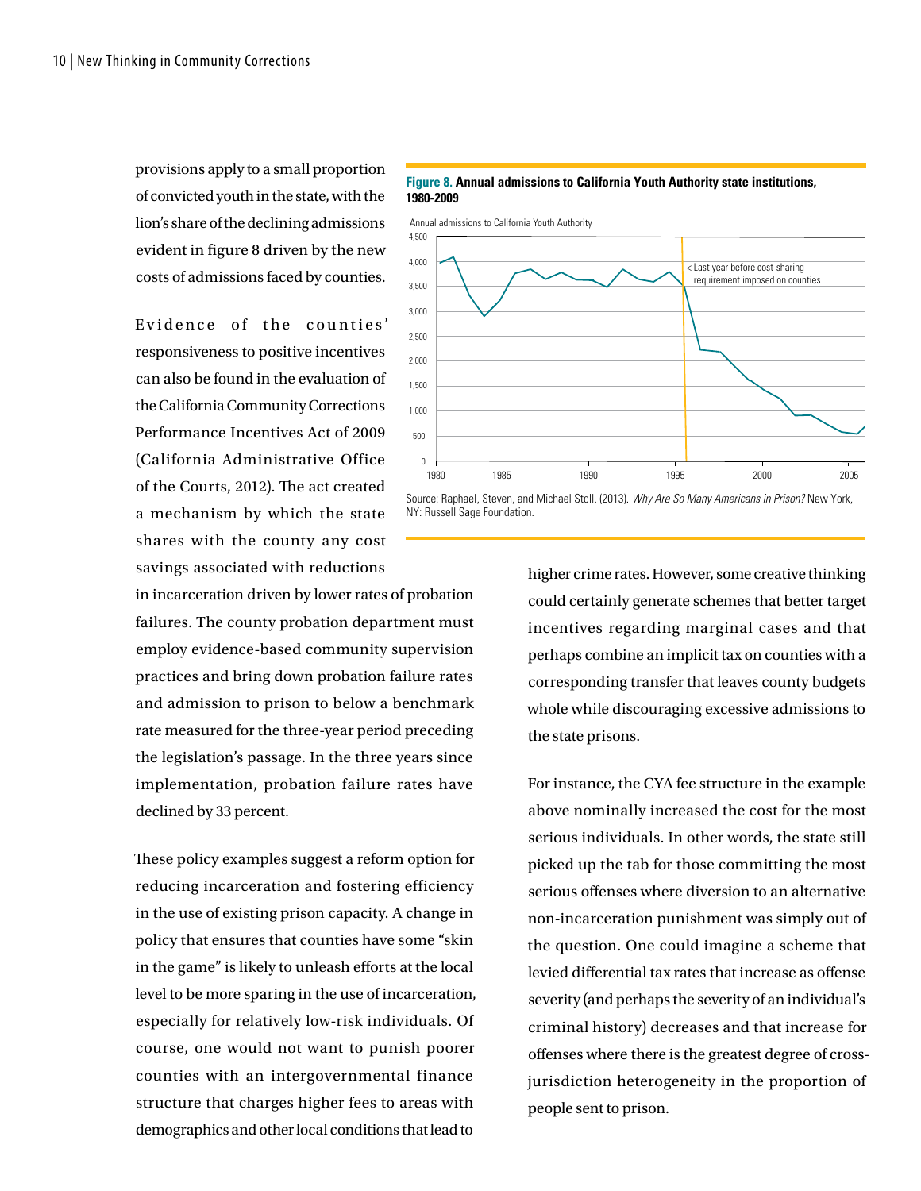provisions apply to a small proportion of convicted youth in the state, with the lion's share of the declining admissions evident in figure 8 driven by the new costs of admissions faced by counties.

**Figure 8. Annual admissions to California Youth Authority state institutions, 1980-2009**

Source: Raphael, Steven, and Michael Stoll. (2013). *Why Are So Many Americans in Prison?* New York, NY: Russell Sage Foundation.

Evidence of the counties' responsiveness to positive incentives can also be found in the evaluation of the California Community Corrections Performance Incentives Act of 2009 (California Administrative Office of the Courts, 2012). The act created a mechanism by which the state shares with the county any cost savings associated with reductions in incarceration driven by lower rates of probation failures. The county probation department must employ evidence-based community supervision practices and bring down probation failure rates and admission to prison to below a benchmark rate measured for the three-year period preceding the legislation's passage. In the three years since implementation, probation failure rates have declined by 33 percent.

These policy examples suggest a reform option for reducing incarceration and fostering efficiency in the use of existing prison capacity. A change in policy that ensures that counties have some "skin in the game" is likely to unleash efforts at the local level to be more sparing in the use of incarceration, especially for relatively low-risk individuals. Of course, one would not want to punish poorer counties with an intergovernmental finance structure that charges higher fees to areas with demographics and other local conditions that lead to higher crime rates. However, some creative thinking could certainly generate schemes that better target incentives regarding marginal cases and that perhaps combine an implicit tax on counties with a corresponding transfer that leaves county budgets whole while discouraging excessive admissions to the state prisons.

For instance, the CYA fee structure in the example above nominally increased the cost for the most serious individuals. In other words, the state still picked up the tab for those committing the most serious offenses where diversion to an alternative non-incarceration punishment was simply out of the question. One could imagine a scheme that levied differential tax rates that increase as offense severity (and perhaps the severity of an individual's criminal history) decreases and that increase for offenses where there is the greatest degree of cross-jurisdiction heterogeneity in the proportion of people sent to prison.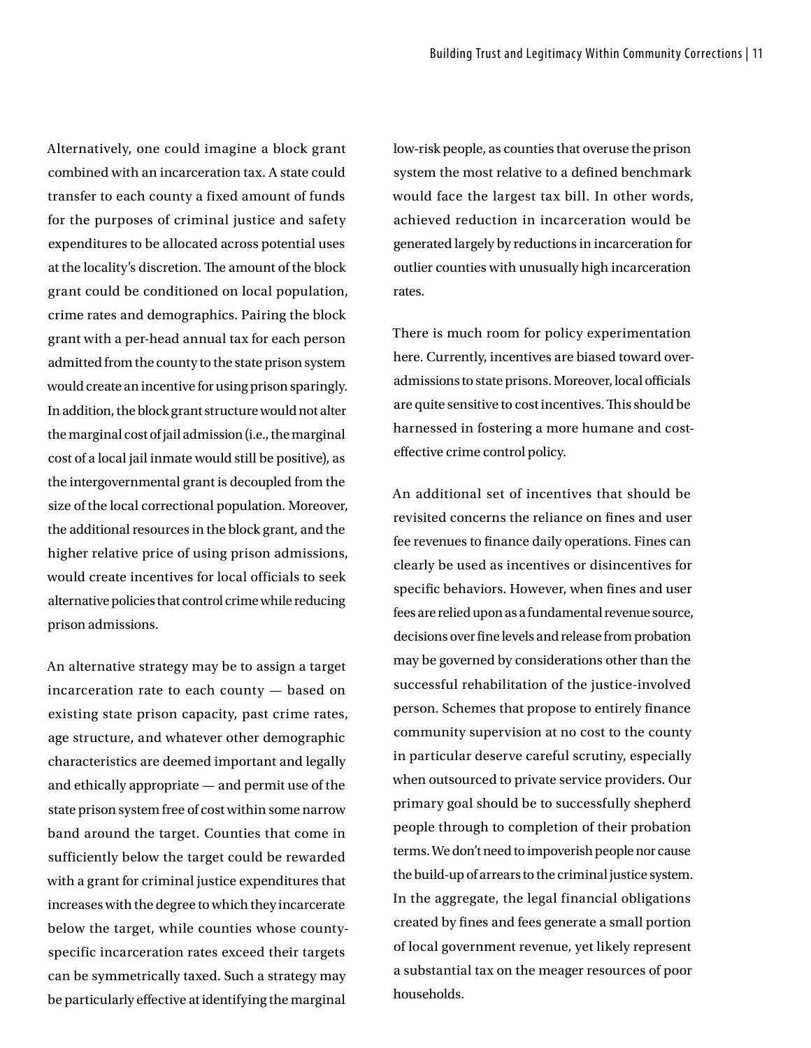Alternatively, one could imagine a block grant combined with an incarceration tax. A state could transfer to each county a fixed amount of funds for the purposes of criminal justice and safety expenditures to be allocated across potential uses at the locality's discretion. The amount of the block grant could be conditioned on local population, crime rates and demographics. Pairing the block grant with a per-head annual tax for each person admitted from the county to the state prison system would create an incentive for using prison sparingly. In addition, the block grant structure would not alter the marginal cost of jail admission (i.e., the marginal cost of a local jail inmate would still be positive), as the intergovernmental grant is decoupled from the size of the local correctional population. Moreover, the additional resources in the block grant, and the higher relative price of using prison admissions, would create incentives for local officials to seek alternative policies that control crime while reducing prison admissions.

An alternative strategy may be to assign a target incarceration rate to each county — based on existing state prison capacity, past crime rates, age structure, and whatever other demographic characteristics are deemed important and legally and ethically appropriate — and permit use of the state prison system free of cost within some narrow band around the target. Counties that come in sufficiently below the target could be rewarded with a grant for criminal justice expenditures that increases with the degree to which they incarcerate below the target, while counties whose county-specific incarceration rates exceed their targets can be symmetrically taxed. Such a strategy may be particularly effective at identifying the marginal low-risk people, as counties that overuse the prison system the most relative to a defined benchmark would face the largest tax bill. In other words, achieved reduction in incarceration would be generated largely by reductions in incarceration for outlier counties with unusually high incarceration rates.

There is much room for policy experimentation here. Currently, incentives are biased toward over-admissions to state prisons. Moreover, local officials are quite sensitive to cost incentives. This should be harnessed in fostering a more humane and cost-effective crime control policy.

An additional set of incentives that should be revisited concerns the reliance on fines and user fee revenues to finance daily operations. Fines can clearly be used as incentives or disincentives for specific behaviors. However, when fines and user fees are relied upon as a fundamental revenue source, decisions over fine levels and release from probation may be governed by considerations other than the successful rehabilitation of the justice-involved person. Schemes that propose to entirely finance community supervision at no cost to the county in particular deserve careful scrutiny, especially when outsourced to private service providers. Our primary goal should be to successfully shepherd people through to completion of their probation terms. We don't need to impoverish people nor cause the build-up of arrears to the criminal justice system. In the aggregate, the legal financial obligations created by fines and fees generate a small portion of local government revenue, yet likely represent a substantial tax on the meager resources of poor households.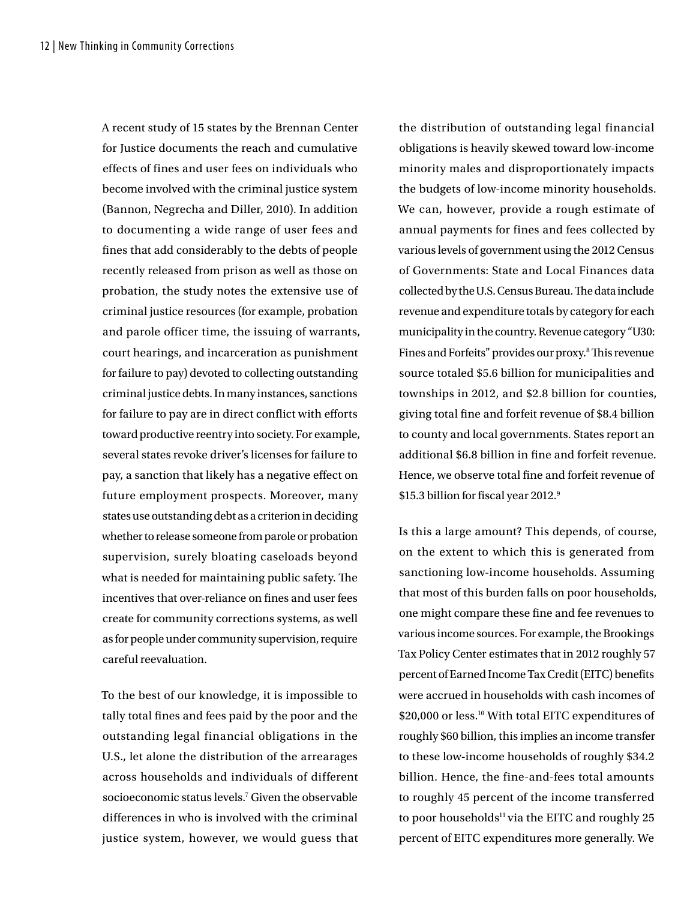A recent study of 15 states by the Brennan Center for Justice documents the reach and cumulative effects of fines and user fees on individuals who become involved with the criminal justice system (Bannon, Negrecha and Diller, 2010). In addition to documenting a wide range of user fees and fines that add considerably to the debts of people recently released from prison as well as those on probation, the study notes the extensive use of criminal justice resources (for example, probation and parole officer time, the issuing of warrants, court hearings, and incarceration as punishment for failure to pay) devoted to collecting outstanding criminal justice debts. In many instances, sanctions for failure to pay are in direct conflict with efforts toward productive reentry into society. For example, several states revoke driver's licenses for failure to pay, a sanction that likely has a negative effect on future employment prospects. Moreover, many states use outstanding debt as a criterion in deciding whether to release someone from parole or probation supervision, surely bloating caseloads beyond what is needed for maintaining public safety. The incentives that over-reliance on fines and user fees create for community corrections systems, as well as for people under community supervision, require careful reevaluation.

To the best of our knowledge, it is impossible to tally total fines and fees paid by the poor and the outstanding legal financial obligations in the U.S., let alone the distribution of the arrearages across households and individuals of different socioeconomic status levels.[7] Given the observable differences in who is involved with the criminal justice system, however, we would guess that the distribution of outstanding legal financial obligations is heavily skewed toward low-income minority males and disproportionately impacts the budgets of low-income minority households. We can, however, provide a rough estimate of annual payments for fines and fees collected by various levels of government using the 2012 Census of Governments: State and Local Finances data collected by the U.S. Census Bureau. The data include revenue and expenditure totals by category for each municipality in the country. Revenue category "U30: Fines and Forfeits" provides our proxy.[8] This revenue source totaled $5.6 billion for municipalities and townships in 2012, and $2.8 billion for counties, giving total fine and forfeit revenue of $8.4 billion to county and local governments. States report an additional $6.8 billion in fine and forfeit revenue. Hence, we observe total fine and forfeit revenue of $15.3 billion for fiscal year 2012.[9]

Is this a large amount? This depends, of course, on the extent to which this is generated from sanctioning low-income households. Assuming that most of this burden falls on poor households, one might compare these fine and fee revenues to various income sources. For example, the Brookings Tax Policy Center estimates that in 2012 roughly 57 percent of Earned Income Tax Credit (EITC) benefits were accrued in households with cash incomes of $20,000 or less.[10] With total EITC expenditures of roughly $60 billion, this implies an income transfer to these low-income households of roughly $34.2 billion. Hence, the fine-and-fees total amounts to roughly 45 percent of the income transferred to poor households[11] via the EITC and roughly 25 percent of EITC expenditures more generally. We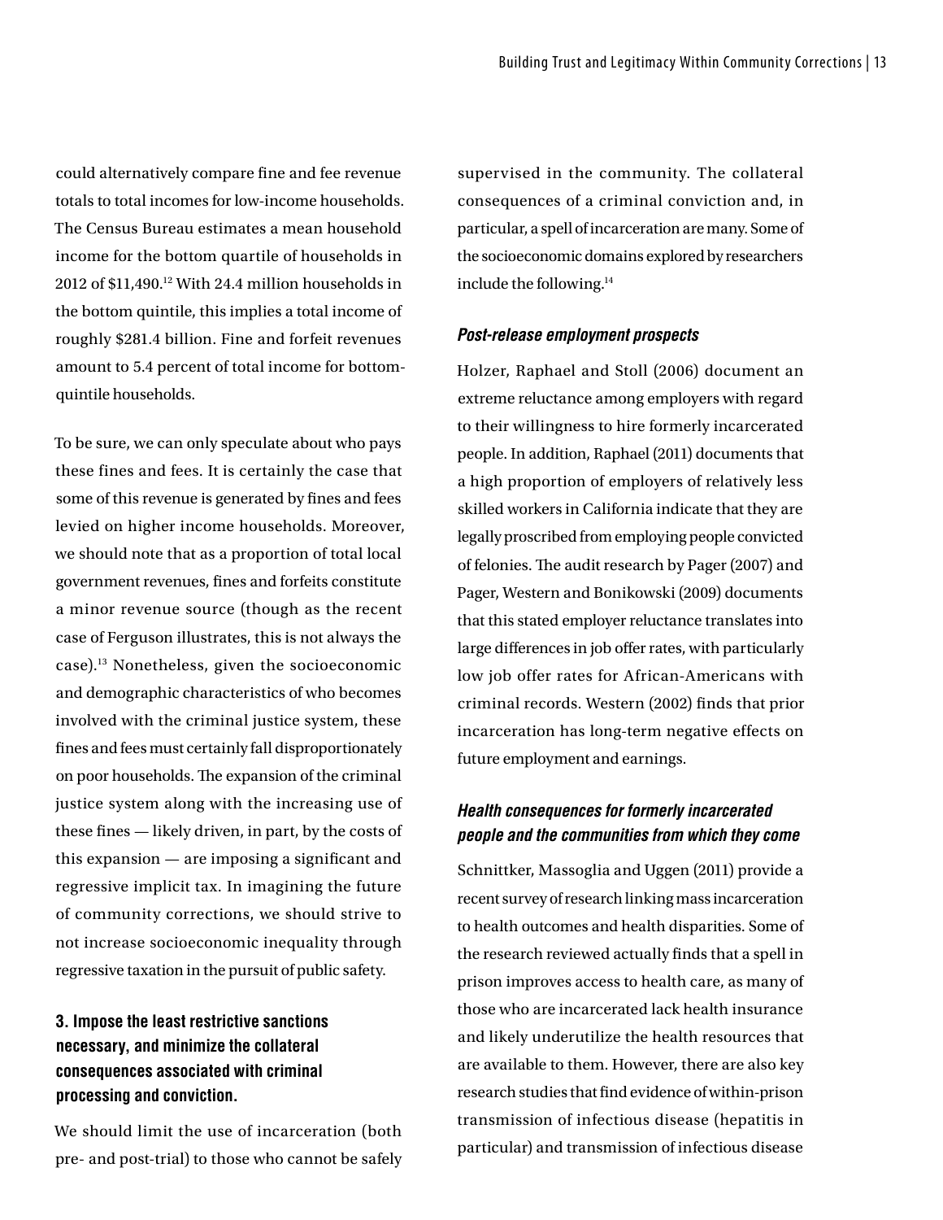could alternatively compare fine and fee revenue totals to total incomes for low-income households. The Census Bureau estimates a mean household income for the bottom quartile of households in 2012 of $11,490.[12] With 24.4 million households in the bottom quintile, this implies a total income of roughly $281.4 billion. Fine and forfeit revenues amount to 5.4 percent of total income for bottom-quintile households.

To be sure, we can only speculate about who pays these fines and fees. It is certainly the case that some of this revenue is generated by fines and fees levied on higher income households. Moreover, we should note that as a proportion of total local government revenues, fines and forfeits constitute a minor revenue source (though as the recent case of Ferguson illustrates, this is not always the case).[13] Nonetheless, given the socioeconomic and demographic characteristics of who becomes involved with the criminal justice system, these fines and fees must certainly fall disproportionately on poor households. The expansion of the criminal justice system along with the increasing use of these fines — likely driven, in part, by the costs of this expansion — are imposing a significant and regressive implicit tax. In imagining the future of community corrections, we should strive to not increase socioeconomic inequality through regressive taxation in the pursuit of public safety.

### 3. Impose the least restrictive sanctions necessary, and minimize the collateral consequences associated with criminal processing and conviction.

We should limit the use of incarceration (both pre- and post-trial) to those who cannot be safely supervised in the community. The collateral consequences of a criminal conviction and, in particular, a spell of incarceration are many. Some of the socioeconomic domains explored by researchers include the following.[14]

#### *Post-release employment prospects*

Holzer, Raphael and Stoll (2006) document an extreme reluctance among employers with regard to their willingness to hire formerly incarcerated people. In addition, Raphael (2011) documents that a high proportion of employers of relatively less skilled workers in California indicate that they are legally proscribed from employing people convicted of felonies. The audit research by Pager (2007) and Pager, Western and Bonikowski (2009) documents that this stated employer reluctance translates into large differences in job offer rates, with particularly low job offer rates for African-Americans with criminal records. Western (2002) finds that prior incarceration has long-term negative effects on future employment and earnings.

#### *Health consequences for formerly incarcerated people and the communities from which they come*

Schnittker, Massoglia and Uggen (2011) provide a recent survey of research linking mass incarceration to health outcomes and health disparities. Some of the research reviewed actually finds that a spell in prison improves access to health care, as many of those who are incarcerated lack health insurance and likely underutilize the health resources that are available to them. However, there are also key research studies that find evidence of within-prison transmission of infectious disease (hepatitis in particular) and transmission of infectious disease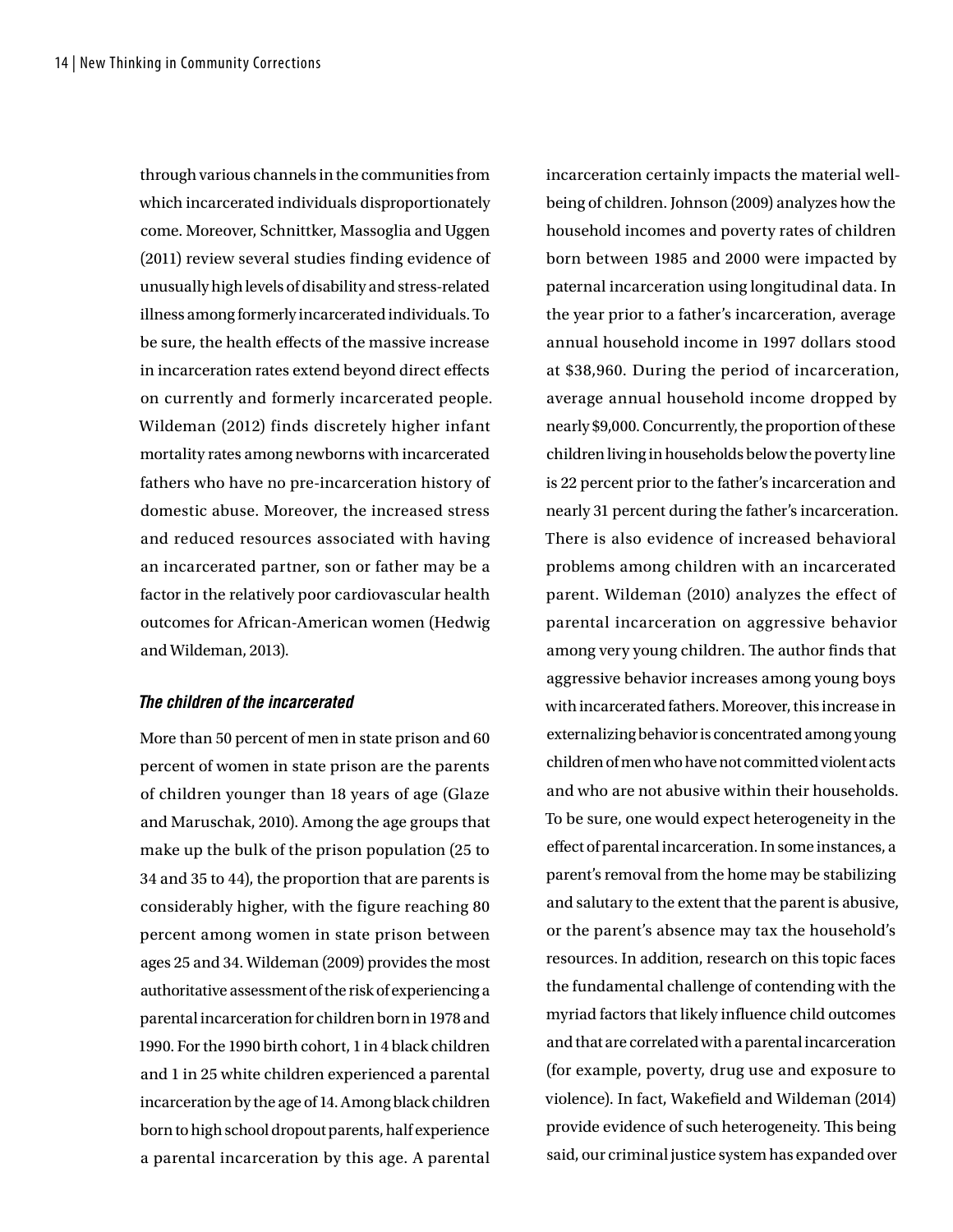through various channels in the communities from which incarcerated individuals disproportionately come. Moreover, Schnittker, Massoglia and Uggen (2011) review several studies finding evidence of unusually high levels of disability and stress-related illness among formerly incarcerated individuals. To be sure, the health effects of the massive increase in incarceration rates extend beyond direct effects on currently and formerly incarcerated people. Wildeman (2012) finds discretely higher infant mortality rates among newborns with incarcerated fathers who have no pre-incarceration history of domestic abuse. Moreover, the increased stress and reduced resources associated with having an incarcerated partner, son or father may be a factor in the relatively poor cardiovascular health outcomes for African-American women (Hedwig and Wildeman, 2013).

### *The children of the incarcerated*

More than 50 percent of men in state prison and 60 percent of women in state prison are the parents of children younger than 18 years of age (Glaze and Maruschak, 2010). Among the age groups that make up the bulk of the prison population (25 to 34 and 35 to 44), the proportion that are parents is considerably higher, with the figure reaching 80 percent among women in state prison between ages 25 and 34. Wildeman (2009) provides the most authoritative assessment of the risk of experiencing a parental incarceration for children born in 1978 and 1990. For the 1990 birth cohort, 1 in 4 black children and 1 in 25 white children experienced a parental incarceration by the age of 14. Among black children born to high school dropout parents, half experience a parental incarceration by this age. A parental incarceration certainly impacts the material well-being of children. Johnson (2009) analyzes how the household incomes and poverty rates of children born between 1985 and 2000 were impacted by paternal incarceration using longitudinal data. In the year prior to a father's incarceration, average annual household income in 1997 dollars stood at $38,960. During the period of incarceration, average annual household income dropped by nearly $9,000. Concurrently, the proportion of these children living in households below the poverty line is 22 percent prior to the father's incarceration and nearly 31 percent during the father's incarceration. There is also evidence of increased behavioral problems among children with an incarcerated parent. Wildeman (2010) analyzes the effect of parental incarceration on aggressive behavior among very young children. The author finds that aggressive behavior increases among young boys with incarcerated fathers. Moreover, this increase in externalizing behavior is concentrated among young children of men who have not committed violent acts and who are not abusive within their households. To be sure, one would expect heterogeneity in the effect of parental incarceration. In some instances, a parent's removal from the home may be stabilizing and salutary to the extent that the parent is abusive, or the parent's absence may tax the household's resources. In addition, research on this topic faces the fundamental challenge of contending with the myriad factors that likely influence child outcomes and that are correlated with a parental incarceration (for example, poverty, drug use and exposure to violence). In fact, Wakefield and Wildeman (2014) provide evidence of such heterogeneity. This being said, our criminal justice system has expanded over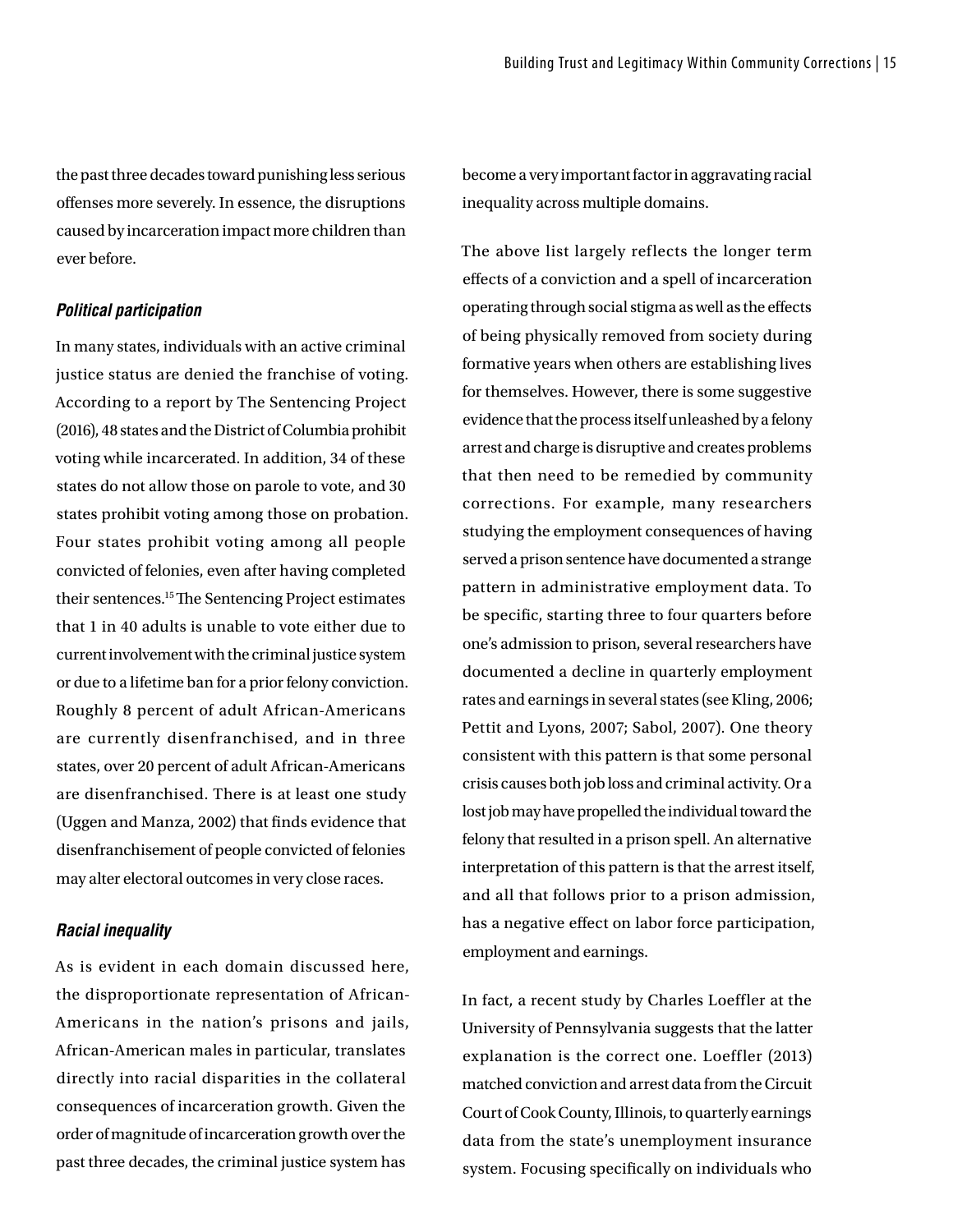the past three decades toward punishing less serious offenses more severely. In essence, the disruptions caused by incarceration impact more children than ever before.

### *Political participation*

In many states, individuals with an active criminal justice status are denied the franchise of voting. According to a report by The Sentencing Project (2016), 48 states and the District of Columbia prohibit voting while incarcerated. In addition, 34 of these states do not allow those on parole to vote, and 30 states prohibit voting among those on probation. Four states prohibit voting among all people convicted of felonies, even after having completed their sentences.[15] The Sentencing Project estimates that 1 in 40 adults is unable to vote either due to current involvement with the criminal justice system or due to a lifetime ban for a prior felony conviction. Roughly 8 percent of adult African-Americans are currently disenfranchised, and in three states, over 20 percent of adult African-Americans are disenfranchised. There is at least one study (Uggen and Manza, 2002) that finds evidence that disenfranchisement of people convicted of felonies may alter electoral outcomes in very close races.

### *Racial inequality*

As is evident in each domain discussed here, the disproportionate representation of African-Americans in the nation's prisons and jails, African-American males in particular, translates directly into racial disparities in the collateral consequences of incarceration growth. Given the order of magnitude of incarceration growth over the past three decades, the criminal justice system has become a very important factor in aggravating racial inequality across multiple domains.

The above list largely reflects the longer term effects of a conviction and a spell of incarceration operating through social stigma as well as the effects of being physically removed from society during formative years when others are establishing lives for themselves. However, there is some suggestive evidence that the process itself unleashed by a felony arrest and charge is disruptive and creates problems that then need to be remedied by community corrections. For example, many researchers studying the employment consequences of having served a prison sentence have documented a strange pattern in administrative employment data. To be specific, starting three to four quarters before one's admission to prison, several researchers have documented a decline in quarterly employment rates and earnings in several states (see Kling, 2006; Pettit and Lyons, 2007; Sabol, 2007). One theory consistent with this pattern is that some personal crisis causes both job loss and criminal activity. Or a lost job may have propelled the individual toward the felony that resulted in a prison spell. An alternative interpretation of this pattern is that the arrest itself, and all that follows prior to a prison admission, has a negative effect on labor force participation, employment and earnings.

In fact, a recent study by Charles Loeffler at the University of Pennsylvania suggests that the latter explanation is the correct one. Loeffler (2013) matched conviction and arrest data from the Circuit Court of Cook County, Illinois, to quarterly earnings data from the state's unemployment insurance system. Focusing specifically on individuals who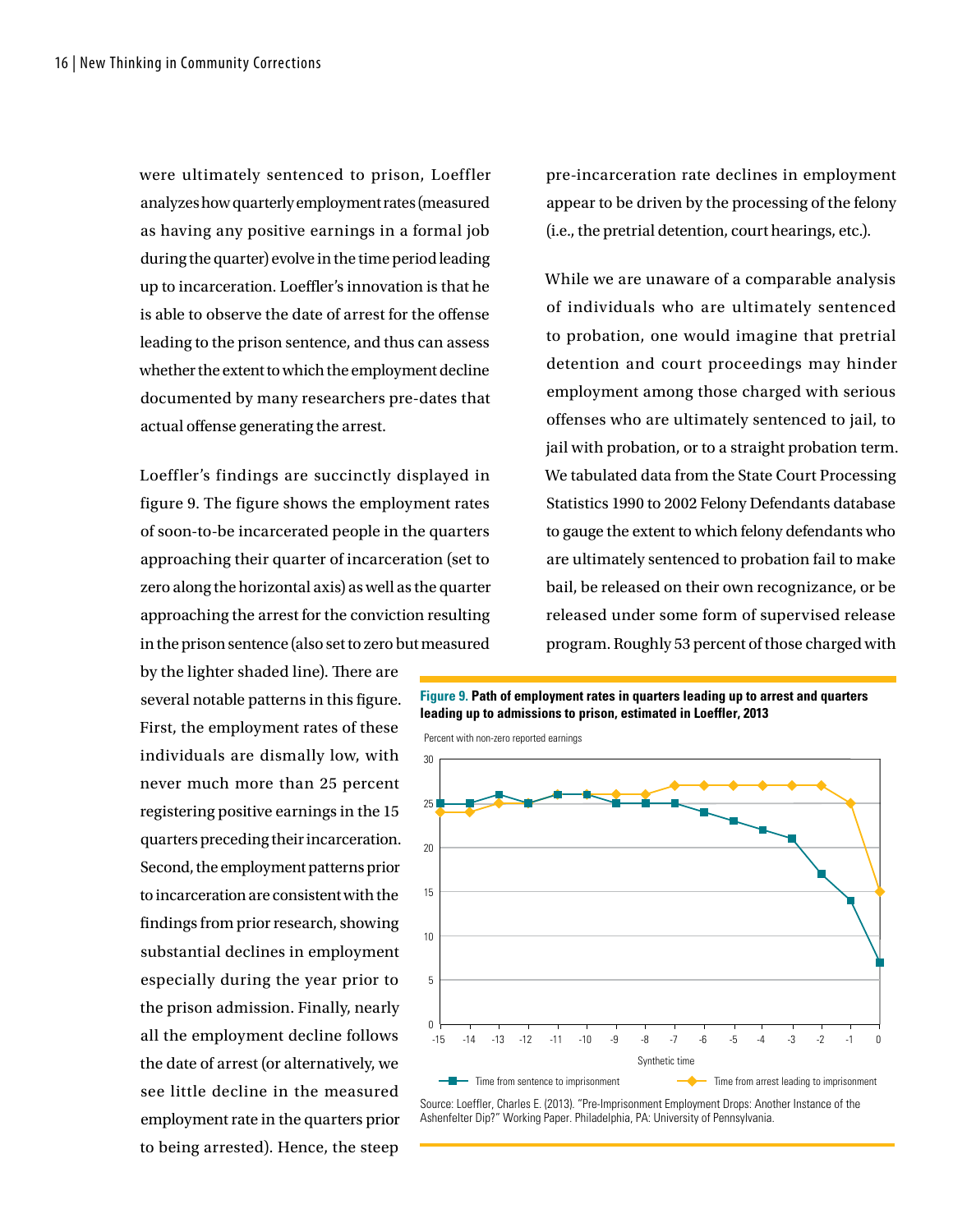were ultimately sentenced to prison, Loeffler analyzes how quarterly employment rates (measured as having any positive earnings in a formal job during the quarter) evolve in the time period leading up to incarceration. Loeffler's innovation is that he is able to observe the date of arrest for the offense leading to the prison sentence, and thus can assess whether the extent to which the employment decline documented by many researchers pre-dates that actual offense generating the arrest.

Loeffler's findings are succinctly displayed in figure 9. The figure shows the employment rates of soon-to-be incarcerated people in the quarters approaching their quarter of incarceration (set to zero along the horizontal axis) as well as the quarter approaching the arrest for the conviction resulting in the prison sentence (also set to zero but measured by the lighter shaded line). There are several notable patterns in this figure. First, the employment rates of these individuals are dismally low, with never much more than 25 percent registering positive earnings in the 15 quarters preceding their incarceration. Second, the employment patterns prior to incarceration are consistent with the findings from prior research, showing substantial declines in employment especially during the year prior to the prison admission. Finally, nearly all the employment decline follows the date of arrest (or alternatively, we see little decline in the measured employment rate in the quarters prior to being arrested). Hence, the steep pre-incarceration rate declines in employment appear to be driven by the processing of the felony (i.e., the pretrial detention, court hearings, etc.).

While we are unaware of a comparable analysis of individuals who are ultimately sentenced to probation, one would imagine that pretrial detention and court proceedings may hinder employment among those charged with serious offenses who are ultimately sentenced to jail, to jail with probation, or to a straight probation term. We tabulated data from the State Court Processing Statistics 1990 to 2002 Felony Defendants database to gauge the extent to which felony defendants who are ultimately sentenced to probation fail to make bail, be released on their own recognizance, or be released under some form of supervised release program. Roughly 53 percent of those charged with

**Figure 9. Path of employment rates in quarters leading up to arrest and quarters leading up to admissions to prison, estimated in Loeffler, 2013**

Percent with non-zero reported earnings

| Synthetic time | Time from sentence to imprisonment | Time from arrest leading to imprisonment |
|---|---|---|
| -15 | 25 | 24 |
| -14 | 25 | 24 |
| -13 | 26 | 25 |
| -12 | 25 | 25 |
| -11 | 26 | 26 |
| -10 | 26 | 26 |
| -9 | 25 | 26 |
| -8 | 25 | 26 |
| -7 | 25 | 27 |
| -6 | 24 | 27 |
| -5 | 23 | 27 |
| -4 | 22 | 27 |
| -3 | 21 | 27 |
| -2 | 17 | 27 |
| -1 | 14 | 25 |
| 0 | 7 | 15 |

Source: Loeffler, Charles E. (2013). "Pre-Imprisonment Employment Drops: Another Instance of the Ashenfelter Dip?" Working Paper. Philadelphia, PA: University of Pennsylvania.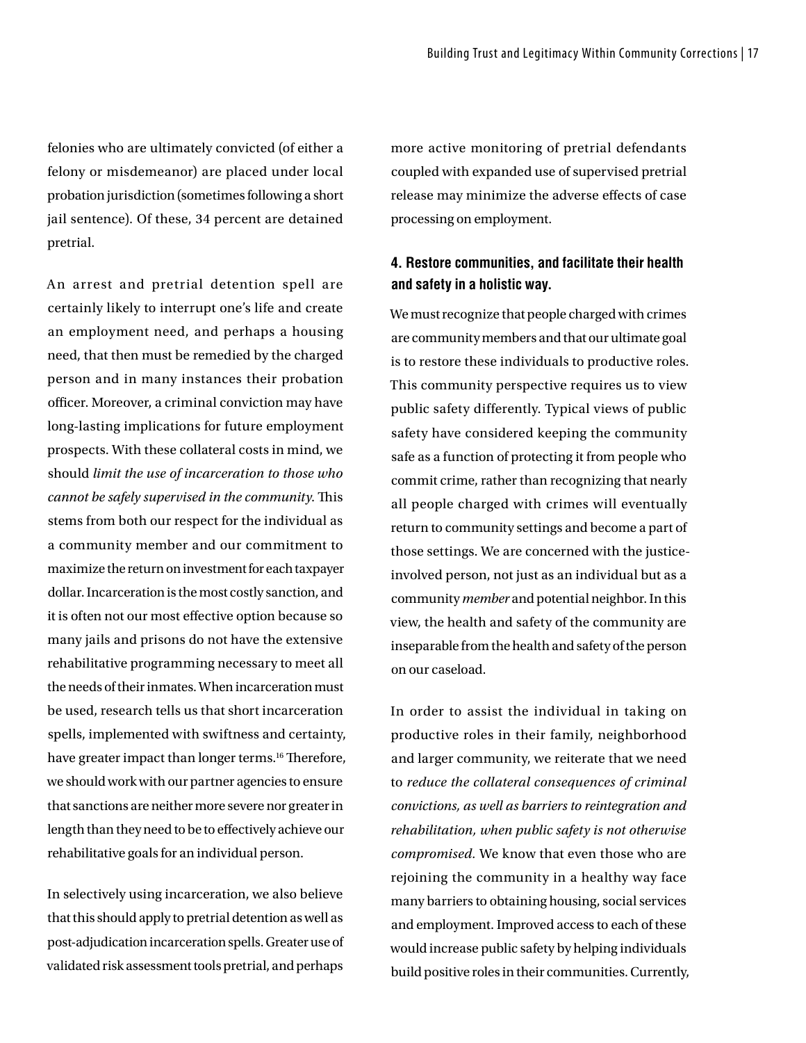felonies who are ultimately convicted (of either a felony or misdemeanor) are placed under local probation jurisdiction (sometimes following a short jail sentence). Of these, 34 percent are detained pretrial.

An arrest and pretrial detention spell are certainly likely to interrupt one's life and create an employment need, and perhaps a housing need, that then must be remedied by the charged person and in many instances their probation officer. Moreover, a criminal conviction may have long-lasting implications for future employment prospects. With these collateral costs in mind, we should *limit the use of incarceration to those who cannot be safely supervised in the community*. This stems from both our respect for the individual as a community member and our commitment to maximize the return on investment for each taxpayer dollar. Incarceration is the most costly sanction, and it is often not our most effective option because so many jails and prisons do not have the extensive rehabilitative programming necessary to meet all the needs of their inmates. When incarceration must be used, research tells us that short incarceration spells, implemented with swiftness and certainty, have greater impact than longer terms.[16] Therefore, we should work with our partner agencies to ensure that sanctions are neither more severe nor greater in length than they need to be to effectively achieve our rehabilitative goals for an individual person.

In selectively using incarceration, we also believe that this should apply to pretrial detention as well as post-adjudication incarceration spells. Greater use of validated risk assessment tools pretrial, and perhaps more active monitoring of pretrial defendants coupled with expanded use of supervised pretrial release may minimize the adverse effects of case processing on employment.

#### 4. Restore communities, and facilitate their health and safety in a holistic way.

We must recognize that people charged with crimes are community members and that our ultimate goal is to restore these individuals to productive roles. This community perspective requires us to view public safety differently. Typical views of public safety have considered keeping the community safe as a function of protecting it from people who commit crime, rather than recognizing that nearly all people charged with crimes will eventually return to community settings and become a part of those settings. We are concerned with the justice-involved person, not just as an individual but as a community *member* and potential neighbor. In this view, the health and safety of the community are inseparable from the health and safety of the person on our caseload.

In order to assist the individual in taking on productive roles in their family, neighborhood and larger community, we reiterate that we need to *reduce the collateral consequences of criminal convictions, as well as barriers to reintegration and rehabilitation, when public safety is not otherwise compromised.* We know that even those who are rejoining the community in a healthy way face many barriers to obtaining housing, social services and employment. Improved access to each of these would increase public safety by helping individuals build positive roles in their communities. Currently,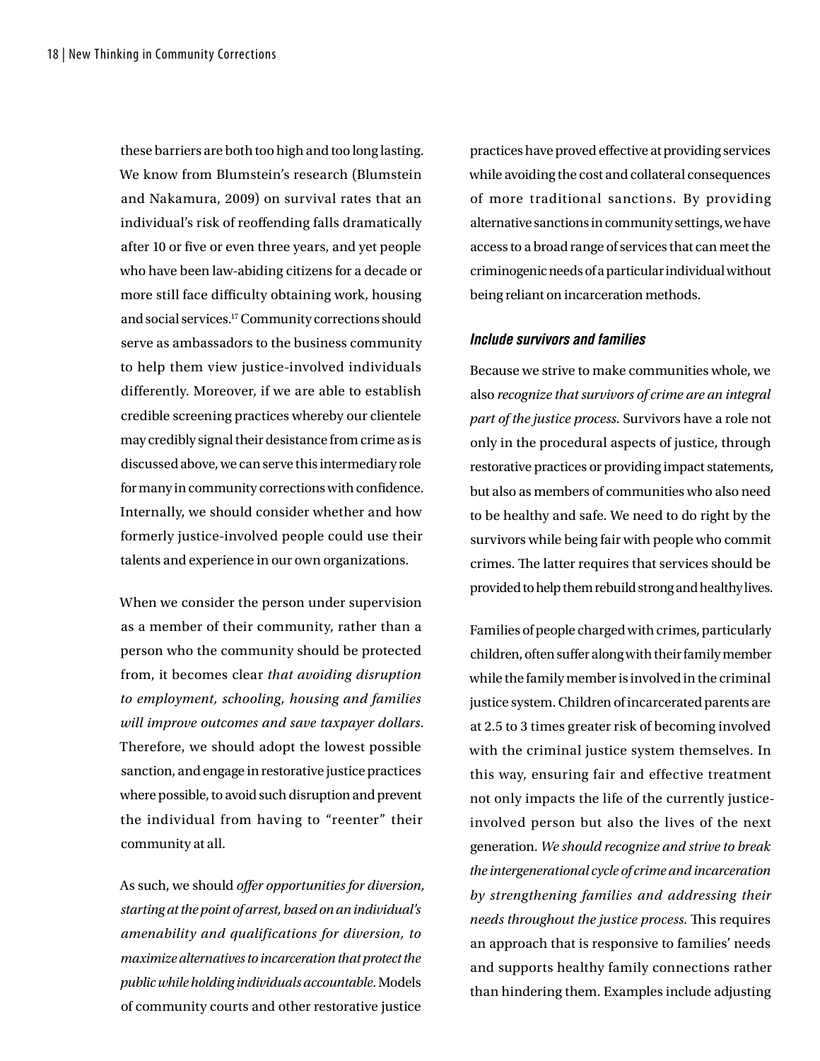these barriers are both too high and too long lasting. We know from Blumstein's research (Blumstein and Nakamura, 2009) on survival rates that an individual's risk of reoffending falls dramatically after 10 or five or even three years, and yet people who have been law-abiding citizens for a decade or more still face difficulty obtaining work, housing and social services.[17] Community corrections should serve as ambassadors to the business community to help them view justice-involved individuals differently. Moreover, if we are able to establish credible screening practices whereby our clientele may credibly signal their desistance from crime as is discussed above, we can serve this intermediary role for many in community corrections with confidence. Internally, we should consider whether and how formerly justice-involved people could use their talents and experience in our own organizations.

When we consider the person under supervision as a member of their community, rather than a person who the community should be protected from, it becomes clear *that avoiding disruption to employment, schooling, housing and families will improve outcomes and save taxpayer dollars*. Therefore, we should adopt the lowest possible sanction, and engage in restorative justice practices where possible, to avoid such disruption and prevent the individual from having to "reenter" their community at all.

As such, we should *offer opportunities for diversion, starting at the point of arrest, based on an individual's amenability and qualifications for diversion, to maximize alternatives to incarceration that protect the public while holding individuals accountable.* Models of community courts and other restorative justice practices have proved effective at providing services while avoiding the cost and collateral consequences of more traditional sanctions. By providing alternative sanctions in community settings, we have access to a broad range of services that can meet the criminogenic needs of a particular individual without being reliant on incarceration methods.

### *Include survivors and families*

Because we strive to make communities whole, we also *recognize that survivors of crime are an integral part of the justice process.* Survivors have a role not only in the procedural aspects of justice, through restorative practices or providing impact statements, but also as members of communities who also need to be healthy and safe. We need to do right by the survivors while being fair with people who commit crimes. The latter requires that services should be provided to help them rebuild strong and healthy lives.

Families of people charged with crimes, particularly children, often suffer along with their family member while the family member is involved in the criminal justice system. Children of incarcerated parents are at 2.5 to 3 times greater risk of becoming involved with the criminal justice system themselves. In this way, ensuring fair and effective treatment not only impacts the life of the currently justice-involved person but also the lives of the next generation. *We should recognize and strive to break the intergenerational cycle of crime and incarceration by strengthening families and addressing their needs throughout the justice process.* This requires an approach that is responsive to families' needs and supports healthy family connections rather than hindering them. Examples include adjusting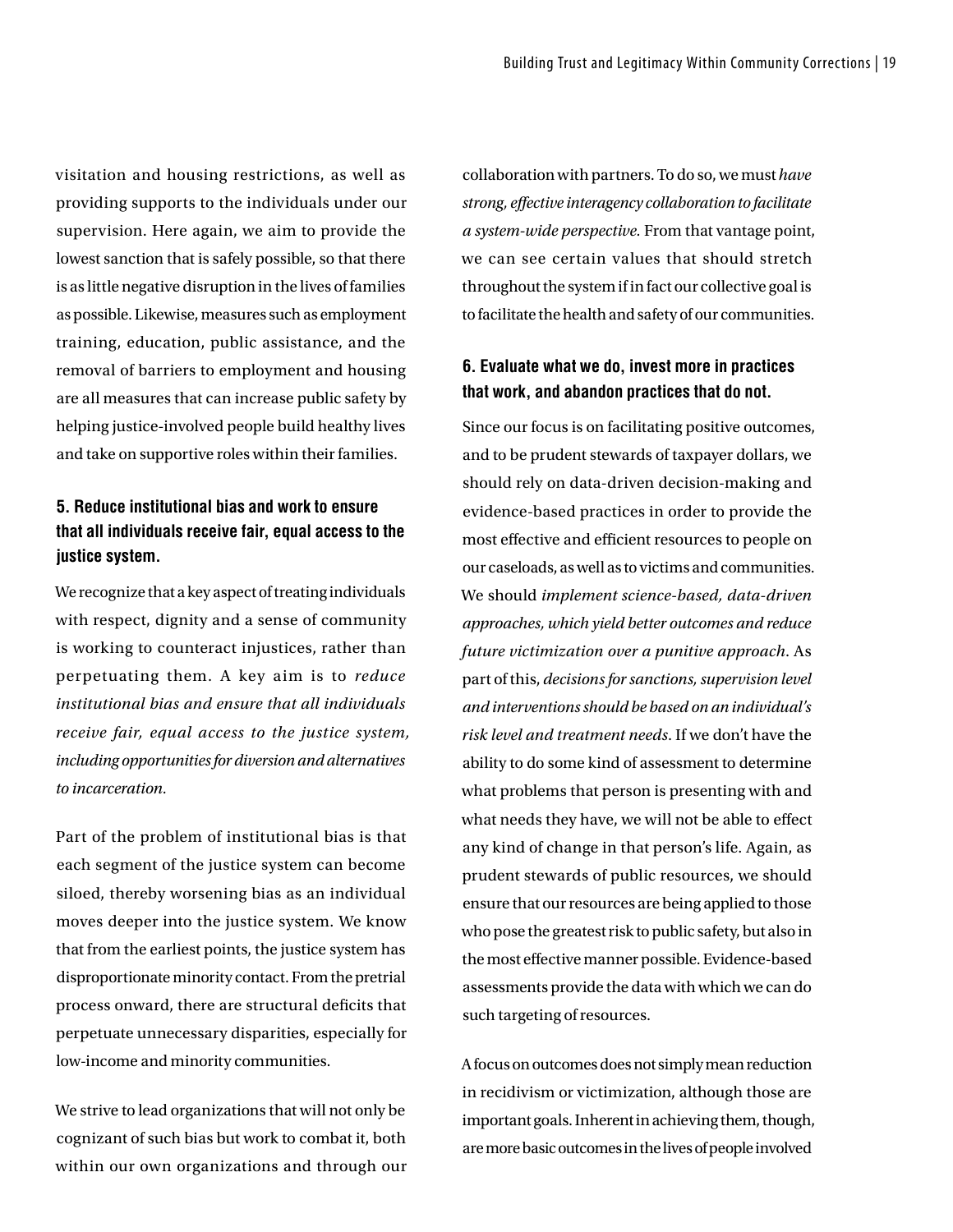visitation and housing restrictions, as well as providing supports to the individuals under our supervision. Here again, we aim to provide the lowest sanction that is safely possible, so that there is as little negative disruption in the lives of families as possible. Likewise, measures such as employment training, education, public assistance, and the removal of barriers to employment and housing are all measures that can increase public safety by helping justice-involved people build healthy lives and take on supportive roles within their families.

### 5. Reduce institutional bias and work to ensure that all individuals receive fair, equal access to the justice system.

We recognize that a key aspect of treating individuals with respect, dignity and a sense of community is working to counteract injustices, rather than perpetuating them. A key aim is to *reduce institutional bias and ensure that all individuals receive fair, equal access to the justice system, including opportunities for diversion and alternatives to incarceration*.

Part of the problem of institutional bias is that each segment of the justice system can become siloed, thereby worsening bias as an individual moves deeper into the justice system. We know that from the earliest points, the justice system has disproportionate minority contact. From the pretrial process onward, there are structural deficits that perpetuate unnecessary disparities, especially for low-income and minority communities.

We strive to lead organizations that will not only be cognizant of such bias but work to combat it, both within our own organizations and through our collaboration with partners. To do so, we must *have strong, effective interagency collaboration to facilitate a system-wide perspective*. From that vantage point, we can see certain values that should stretch throughout the system if in fact our collective goal is to facilitate the health and safety of our communities.

### 6. Evaluate what we do, invest more in practices that work, and abandon practices that do not.

Since our focus is on facilitating positive outcomes, and to be prudent stewards of taxpayer dollars, we should rely on data-driven decision-making and evidence-based practices in order to provide the most effective and efficient resources to people on our caseloads, as well as to victims and communities. We should *implement science-based, data-driven approaches, which yield better outcomes and reduce future victimization over a punitive approach*. As part of this, *decisions for sanctions, supervision level and interventions should be based on an individual's risk level and treatment needs*. If we don't have the ability to do some kind of assessment to determine what problems that person is presenting with and what needs they have, we will not be able to effect any kind of change in that person's life. Again, as prudent stewards of public resources, we should ensure that our resources are being applied to those who pose the greatest risk to public safety, but also in the most effective manner possible. Evidence-based assessments provide the data with which we can do such targeting of resources.

A focus on outcomes does not simply mean reduction in recidivism or victimization, although those are important goals. Inherent in achieving them, though, are more basic outcomes in the lives of people involved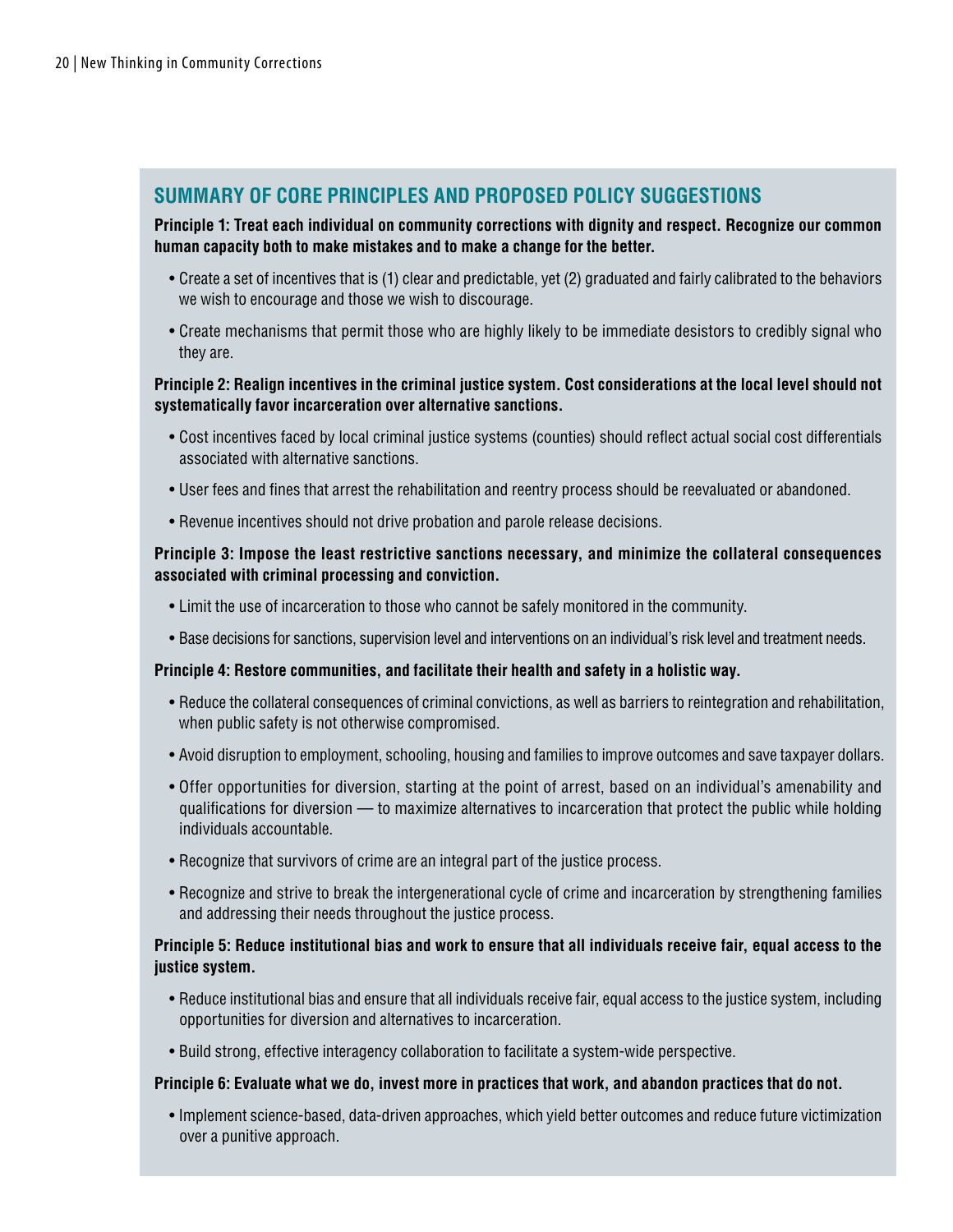## SUMMARY OF CORE PRINCIPLES AND PROPOSED POLICY SUGGESTIONS

**Principle 1: Treat each individual on community corrections with dignity and respect. Recognize our common human capacity both to make mistakes and to make a change for the better.**

- Create a set of incentives that is (1) clear and predictable, yet (2) graduated and fairly calibrated to the behaviors we wish to encourage and those we wish to discourage.
- Create mechanisms that permit those who are highly likely to be immediate desistors to credibly signal who they are.

**Principle 2: Realign incentives in the criminal justice system. Cost considerations at the local level should not systematically favor incarceration over alternative sanctions.**

- Cost incentives faced by local criminal justice systems (counties) should reflect actual social cost differentials associated with alternative sanctions.
- User fees and fines that arrest the rehabilitation and reentry process should be reevaluated or abandoned.
- Revenue incentives should not drive probation and parole release decisions.

**Principle 3: Impose the least restrictive sanctions necessary, and minimize the collateral consequences associated with criminal processing and conviction.**

- Limit the use of incarceration to those who cannot be safely monitored in the community.
- Base decisions for sanctions, supervision level and interventions on an individual's risk level and treatment needs.

**Principle 4: Restore communities, and facilitate their health and safety in a holistic way.**

- Reduce the collateral consequences of criminal convictions, as well as barriers to reintegration and rehabilitation, when public safety is not otherwise compromised.
- Avoid disruption to employment, schooling, housing and families to improve outcomes and save taxpayer dollars.
- Offer opportunities for diversion, starting at the point of arrest, based on an individual's amenability and qualifications for diversion — to maximize alternatives to incarceration that protect the public while holding individuals accountable.
- Recognize that survivors of crime are an integral part of the justice process.
- Recognize and strive to break the intergenerational cycle of crime and incarceration by strengthening families and addressing their needs throughout the justice process.

**Principle 5: Reduce institutional bias and work to ensure that all individuals receive fair, equal access to the justice system.**

- Reduce institutional bias and ensure that all individuals receive fair, equal access to the justice system, including opportunities for diversion and alternatives to incarceration.
- Build strong, effective interagency collaboration to facilitate a system-wide perspective.

**Principle 6: Evaluate what we do, invest more in practices that work, and abandon practices that do not.**

- Implement science-based, data-driven approaches, which yield better outcomes and reduce future victimization over a punitive approach.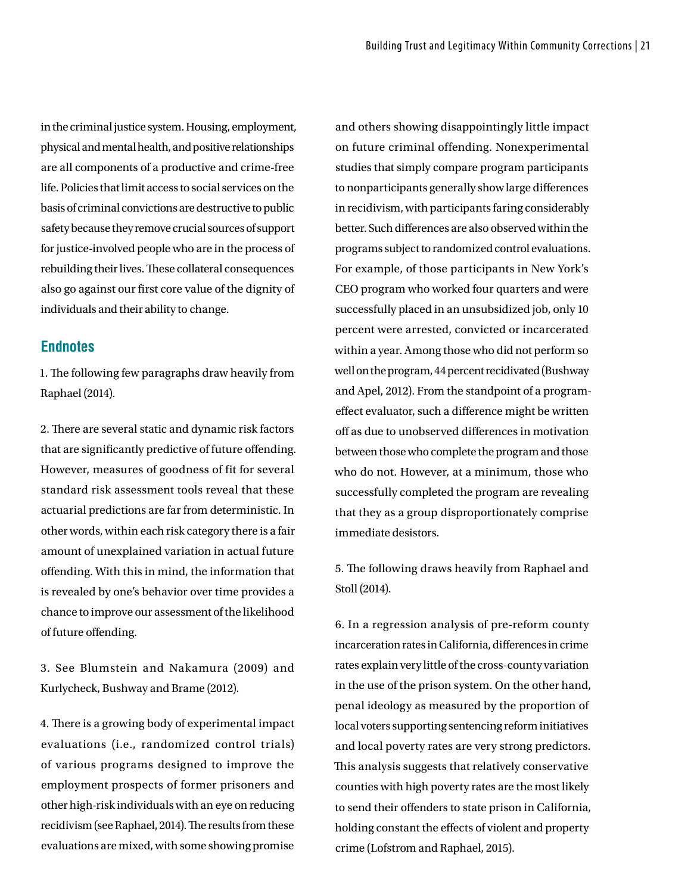in the criminal justice system. Housing, employment, physical and mental health, and positive relationships are all components of a productive and crime-free life. Policies that limit access to social services on the basis of criminal convictions are destructive to public safety because they remove crucial sources of support for justice-involved people who are in the process of rebuilding their lives. These collateral consequences also go against our first core value of the dignity of individuals and their ability to change.

## Endnotes

1. The following few paragraphs draw heavily from Raphael (2014).

2. There are several static and dynamic risk factors that are significantly predictive of future offending. However, measures of goodness of fit for several standard risk assessment tools reveal that these actuarial predictions are far from deterministic. In other words, within each risk category there is a fair amount of unexplained variation in actual future offending. With this in mind, the information that is revealed by one's behavior over time provides a chance to improve our assessment of the likelihood of future offending.

3. See Blumstein and Nakamura (2009) and Kurlycheck, Bushway and Brame (2012).

4. There is a growing body of experimental impact evaluations (i.e., randomized control trials) of various programs designed to improve the employment prospects of former prisoners and other high-risk individuals with an eye on reducing recidivism (see Raphael, 2014). The results from these evaluations are mixed, with some showing promise and others showing disappointingly little impact on future criminal offending. Nonexperimental studies that simply compare program participants to nonparticipants generally show large differences in recidivism, with participants faring considerably better. Such differences are also observed within the programs subject to randomized control evaluations. For example, of those participants in New York's CEO program who worked four quarters and were successfully placed in an unsubsidized job, only 10 percent were arrested, convicted or incarcerated within a year. Among those who did not perform so well on the program, 44 percent recidivated (Bushway and Apel, 2012). From the standpoint of a program-effect evaluator, such a difference might be written off as due to unobserved differences in motivation between those who complete the program and those who do not. However, at a minimum, those who successfully completed the program are revealing that they as a group disproportionately comprise immediate desistors.

5. The following draws heavily from Raphael and Stoll (2014).

6. In a regression analysis of pre-reform county incarceration rates in California, differences in crime rates explain very little of the cross-county variation in the use of the prison system. On the other hand, penal ideology as measured by the proportion of local voters supporting sentencing reform initiatives and local poverty rates are very strong predictors. This analysis suggests that relatively conservative counties with high poverty rates are the most likely to send their offenders to state prison in California, holding constant the effects of violent and property crime (Lofstrom and Raphael, 2015).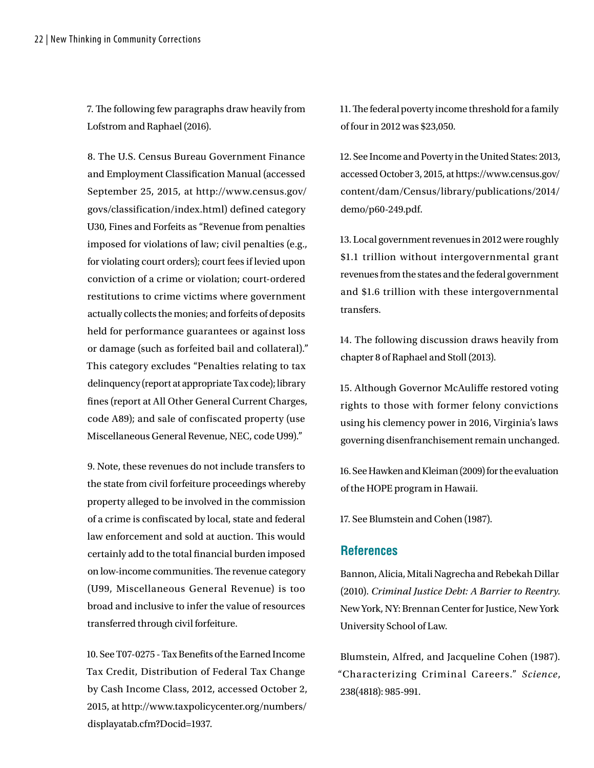7. The following few paragraphs draw heavily from Lofstrom and Raphael (2016).

8. The U.S. Census Bureau Government Finance and Employment Classification Manual (accessed September 25, 2015, at http://www.census.gov/govs/classification/index.html) defined category U30, Fines and Forfeits as "Revenue from penalties imposed for violations of law; civil penalties (e.g., for violating court orders); court fees if levied upon conviction of a crime or violation; court-ordered restitutions to crime victims where government actually collects the monies; and forfeits of deposits held for performance guarantees or against loss or damage (such as forfeited bail and collateral)." This category excludes "Penalties relating to tax delinquency (report at appropriate Tax code); library fines (report at All Other General Current Charges, code A89); and sale of confiscated property (use Miscellaneous General Revenue, NEC, code U99)."

9. Note, these revenues do not include transfers to the state from civil forfeiture proceedings whereby property alleged to be involved in the commission of a crime is confiscated by local, state and federal law enforcement and sold at auction. This would certainly add to the total financial burden imposed on low-income communities. The revenue category (U99, Miscellaneous General Revenue) is too broad and inclusive to infer the value of resources transferred through civil forfeiture.

10. See T07-0275 - Tax Benefits of the Earned Income Tax Credit, Distribution of Federal Tax Change by Cash Income Class, 2012, accessed October 2, 2015, at http://www.taxpolicycenter.org/numbers/displayatab.cfm?Docid=1937.

11. The federal poverty income threshold for a family of four in 2012 was $23,050.

12. See Income and Poverty in the United States: 2013, accessed October 3, 2015, at https://www.census.gov/content/dam/Census/library/publications/2014/demo/p60-249.pdf.

13. Local government revenues in 2012 were roughly $1.1 trillion without intergovernmental grant revenues from the states and the federal government and $1.6 trillion with these intergovernmental transfers.

14. The following discussion draws heavily from chapter 8 of Raphael and Stoll (2013).

15. Although Governor McAuliffe restored voting rights to those with former felony convictions using his clemency power in 2016, Virginia's laws governing disenfranchisement remain unchanged.

16. See Hawken and Kleiman (2009) for the evaluation of the HOPE program in Hawaii.

17. See Blumstein and Cohen (1987).

## References

Bannon, Alicia, Mitali Nagrecha and Rebekah Dillar (2010). *Criminal Justice Debt: A Barrier to Reentry.* New York, NY: Brennan Center for Justice, New York University School of Law.

Blumstein, Alfred, and Jacqueline Cohen (1987). "Characterizing Criminal Careers." *Science*, 238(4818): 985-991.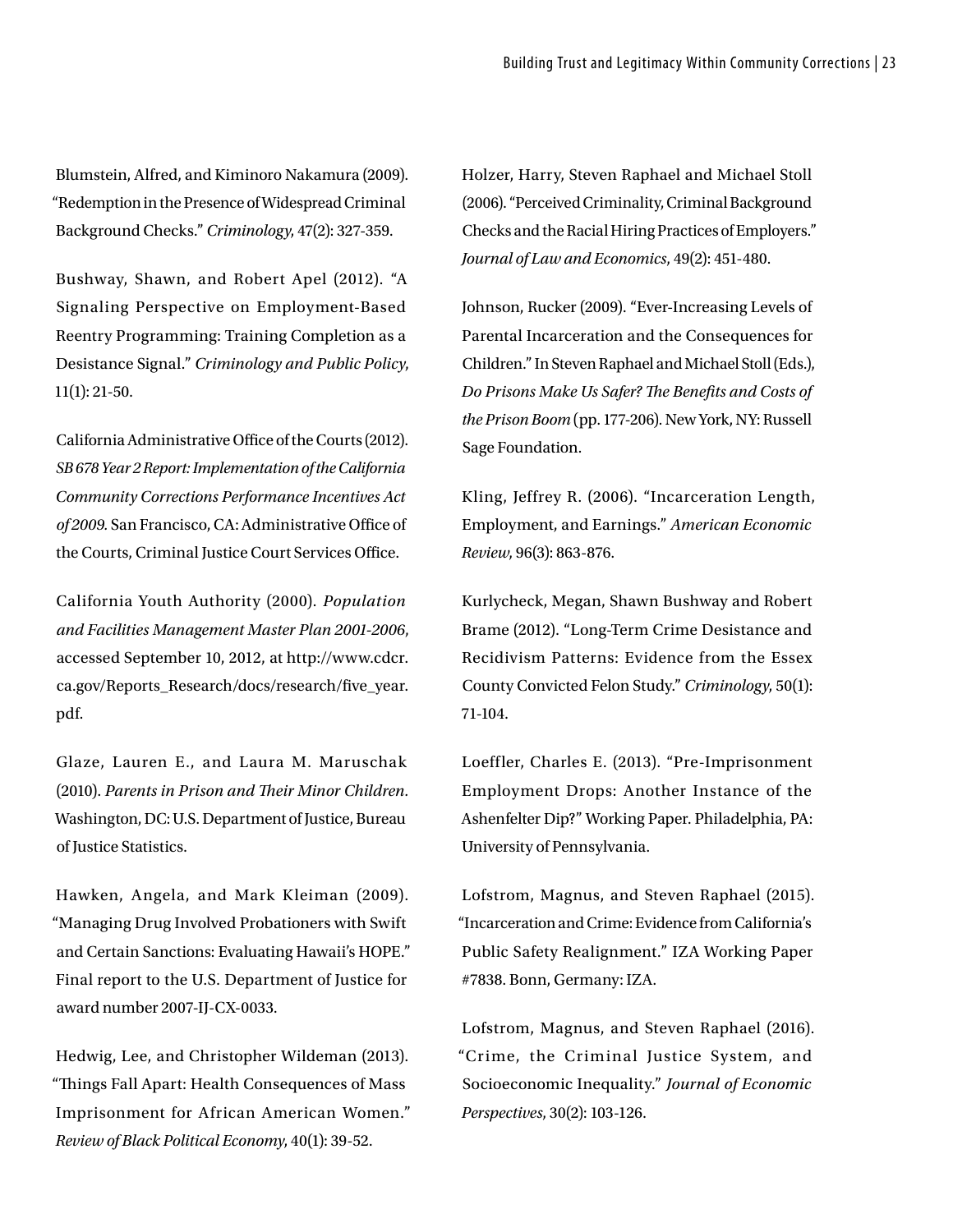Blumstein, Alfred, and Kiminoro Nakamura (2009). "Redemption in the Presence of Widespread Criminal Background Checks." *Criminology*, 47(2): 327-359.

Bushway, Shawn, and Robert Apel (2012). "A Signaling Perspective on Employment-Based Reentry Programming: Training Completion as a Desistance Signal." *Criminology and Public Policy*, 11(1): 21-50.

California Administrative Office of the Courts (2012). *SB 678 Year 2 Report: Implementation of the California Community Corrections Performance Incentives Act of 2009.* San Francisco, CA: Administrative Office of the Courts, Criminal Justice Court Services Office.

California Youth Authority (2000). *Population and Facilities Management Master Plan 2001-2006*, accessed September 10, 2012, at http://www.cdcr.ca.gov/Reports_Research/docs/research/five_year.pdf.

Glaze, Lauren E., and Laura M. Maruschak (2010). *Parents in Prison and Their Minor Children.* Washington, DC: U.S. Department of Justice, Bureau of Justice Statistics.

Hawken, Angela, and Mark Kleiman (2009). "Managing Drug Involved Probationers with Swift and Certain Sanctions: Evaluating Hawaii's HOPE." Final report to the U.S. Department of Justice for award number 2007-IJ-CX-0033.

Hedwig, Lee, and Christopher Wildeman (2013). "Things Fall Apart: Health Consequences of Mass Imprisonment for African American Women." *Review of Black Political Economy*, 40(1): 39-52.

Holzer, Harry, Steven Raphael and Michael Stoll (2006). "Perceived Criminality, Criminal Background Checks and the Racial Hiring Practices of Employers." *Journal of Law and Economics*, 49(2): 451-480.

Johnson, Rucker (2009). "Ever-Increasing Levels of Parental Incarceration and the Consequences for Children." In Steven Raphael and Michael Stoll (Eds.), *Do Prisons Make Us Safer? The Benefits and Costs of the Prison Boom* (pp. 177-206). New York, NY: Russell Sage Foundation.

Kling, Jeffrey R. (2006). "Incarceration Length, Employment, and Earnings." *American Economic Review*, 96(3): 863-876.

Kurlycheck, Megan, Shawn Bushway and Robert Brame (2012). "Long-Term Crime Desistance and Recidivism Patterns: Evidence from the Essex County Convicted Felon Study." *Criminology*, 50(1): 71-104.

Loeffler, Charles E. (2013). "Pre-Imprisonment Employment Drops: Another Instance of the Ashenfelter Dip?" Working Paper. Philadelphia, PA: University of Pennsylvania.

Lofstrom, Magnus, and Steven Raphael (2015). "Incarceration and Crime: Evidence from California's Public Safety Realignment." IZA Working Paper #7838. Bonn, Germany: IZA.

Lofstrom, Magnus, and Steven Raphael (2016). "Crime, the Criminal Justice System, and Socioeconomic Inequality." *Journal of Economic Perspectives*, 30(2): 103-126.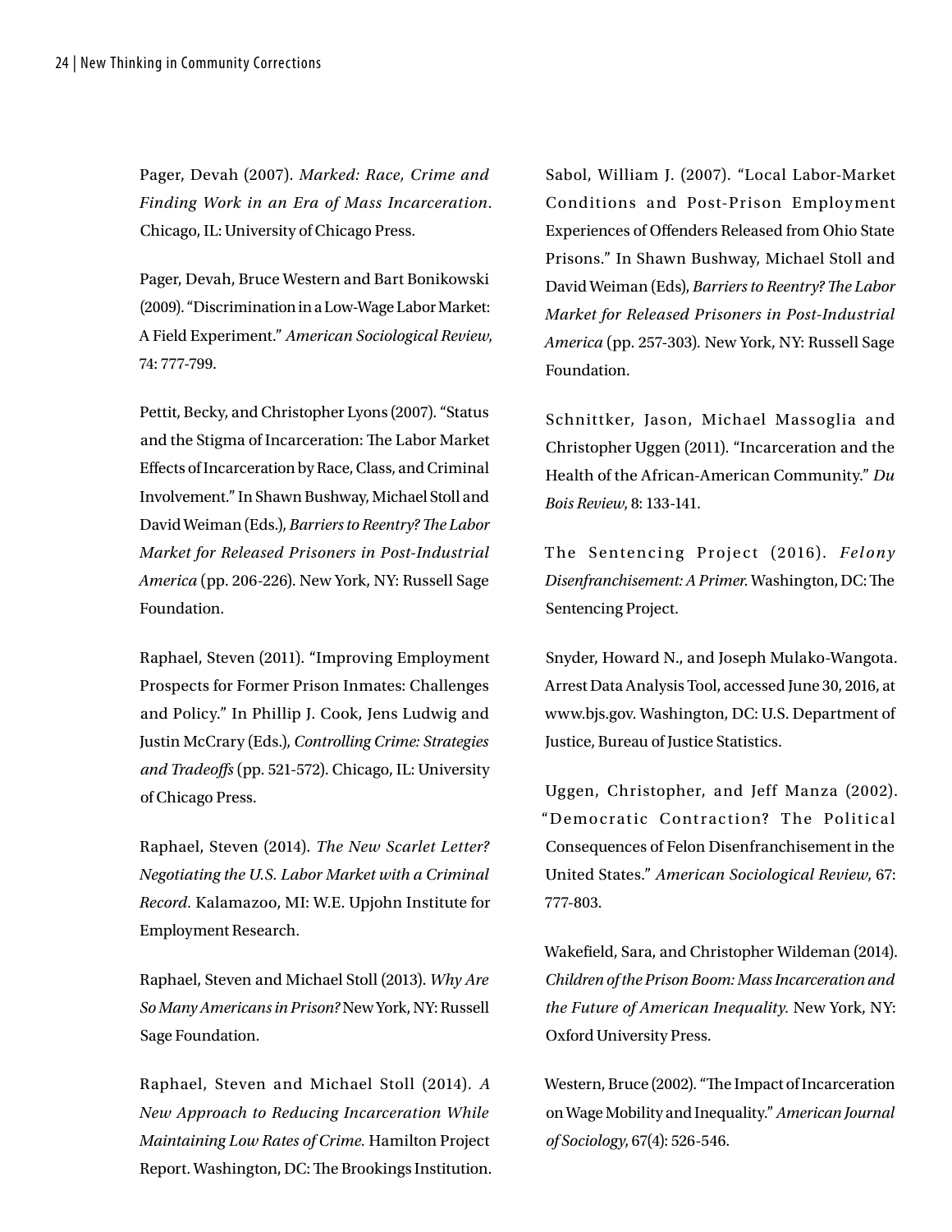Pager, Devah (2007). *Marked: Race, Crime and Finding Work in an Era of Mass Incarceration*. Chicago, IL: University of Chicago Press.

Pager, Devah, Bruce Western and Bart Bonikowski (2009). "Discrimination in a Low-Wage Labor Market: A Field Experiment." *American Sociological Review*, 74: 777-799.

Pettit, Becky, and Christopher Lyons (2007). "Status and the Stigma of Incarceration: The Labor Market Effects of Incarceration by Race, Class, and Criminal Involvement." In Shawn Bushway, Michael Stoll and David Weiman (Eds.), *Barriers to Reentry? The Labor Market for Released Prisoners in Post-Industrial America* (pp. 206-226). New York, NY: Russell Sage Foundation.

Raphael, Steven (2011). "Improving Employment Prospects for Former Prison Inmates: Challenges and Policy." In Phillip J. Cook, Jens Ludwig and Justin McCrary (Eds.), *Controlling Crime: Strategies and Tradeoffs* (pp. 521-572). Chicago, IL: University of Chicago Press.

Raphael, Steven (2014). *The New Scarlet Letter? Negotiating the U.S. Labor Market with a Criminal Record*. Kalamazoo, MI: W.E. Upjohn Institute for Employment Research.

Raphael, Steven and Michael Stoll (2013). *Why Are So Many Americans in Prison?* New York, NY: Russell Sage Foundation.

Raphael, Steven and Michael Stoll (2014). *A New Approach to Reducing Incarceration While Maintaining Low Rates of Crime.* Hamilton Project Report. Washington, DC: The Brookings Institution.

Sabol, William J. (2007). "Local Labor-Market Conditions and Post-Prison Employment Experiences of Offenders Released from Ohio State Prisons." In Shawn Bushway, Michael Stoll and David Weiman (Eds), *Barriers to Reentry? The Labor Market for Released Prisoners in Post-Industrial America* (pp. 257-303). New York, NY: Russell Sage Foundation.

Schnittker, Jason, Michael Massoglia and Christopher Uggen (2011). "Incarceration and the Health of the African-American Community." *Du Bois Review*, 8: 133-141.

The Sentencing Project (2016). *Felony Disenfranchisement: A Primer.* Washington, DC: The Sentencing Project.

Snyder, Howard N., and Joseph Mulako-Wangota. Arrest Data Analysis Tool, accessed June 30, 2016, at www.bjs.gov. Washington, DC: U.S. Department of Justice, Bureau of Justice Statistics.

Uggen, Christopher, and Jeff Manza (2002). "Democratic Contraction? The Political Consequences of Felon Disenfranchisement in the United States." *American Sociological Review*, 67: 777-803.

Wakefield, Sara, and Christopher Wildeman (2014). *Children of the Prison Boom: Mass Incarceration and the Future of American Inequality.* New York, NY: Oxford University Press.

Western, Bruce (2002). "The Impact of Incarceration on Wage Mobility and Inequality." *American Journal of Sociology*, 67(4): 526-546.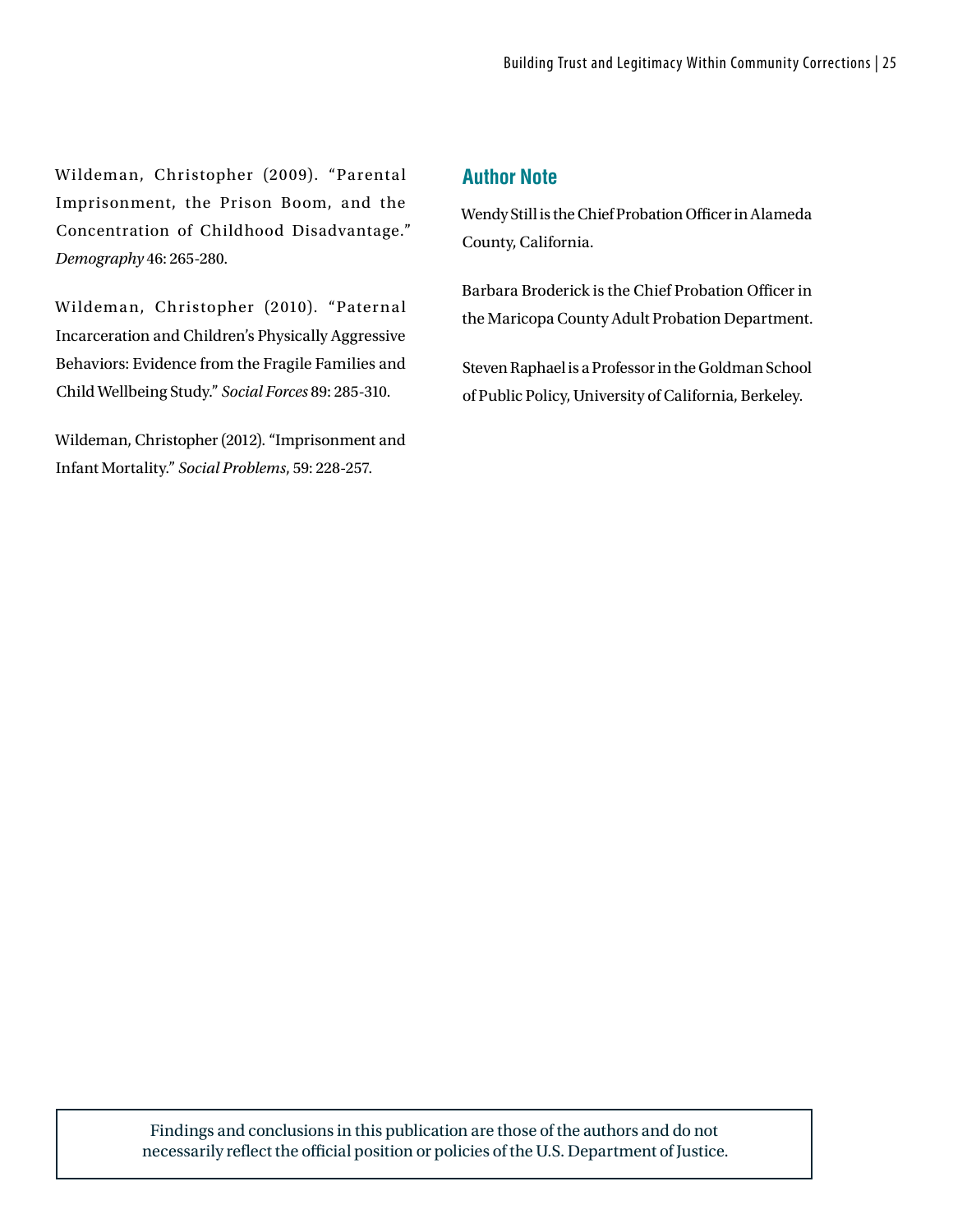Wildeman, Christopher (2009). "Parental Imprisonment, the Prison Boom, and the Concentration of Childhood Disadvantage." *Demography* 46: 265-280.

Wildeman, Christopher (2010). "Paternal Incarceration and Children's Physically Aggressive Behaviors: Evidence from the Fragile Families and Child Wellbeing Study." *Social Forces* 89: 285-310.

Wildeman, Christopher (2012). "Imprisonment and Infant Mortality." *Social Problems*, 59: 228-257.

## Author Note

Wendy Still is the Chief Probation Officer in Alameda County, California.

Barbara Broderick is the Chief Probation Officer in the Maricopa County Adult Probation Department.

Steven Raphael is a Professor in the Goldman School of Public Policy, University of California, Berkeley.

Findings and conclusions in this publication are those of the authors and do not necessarily reflect the official position or policies of the U.S. Department of Justice.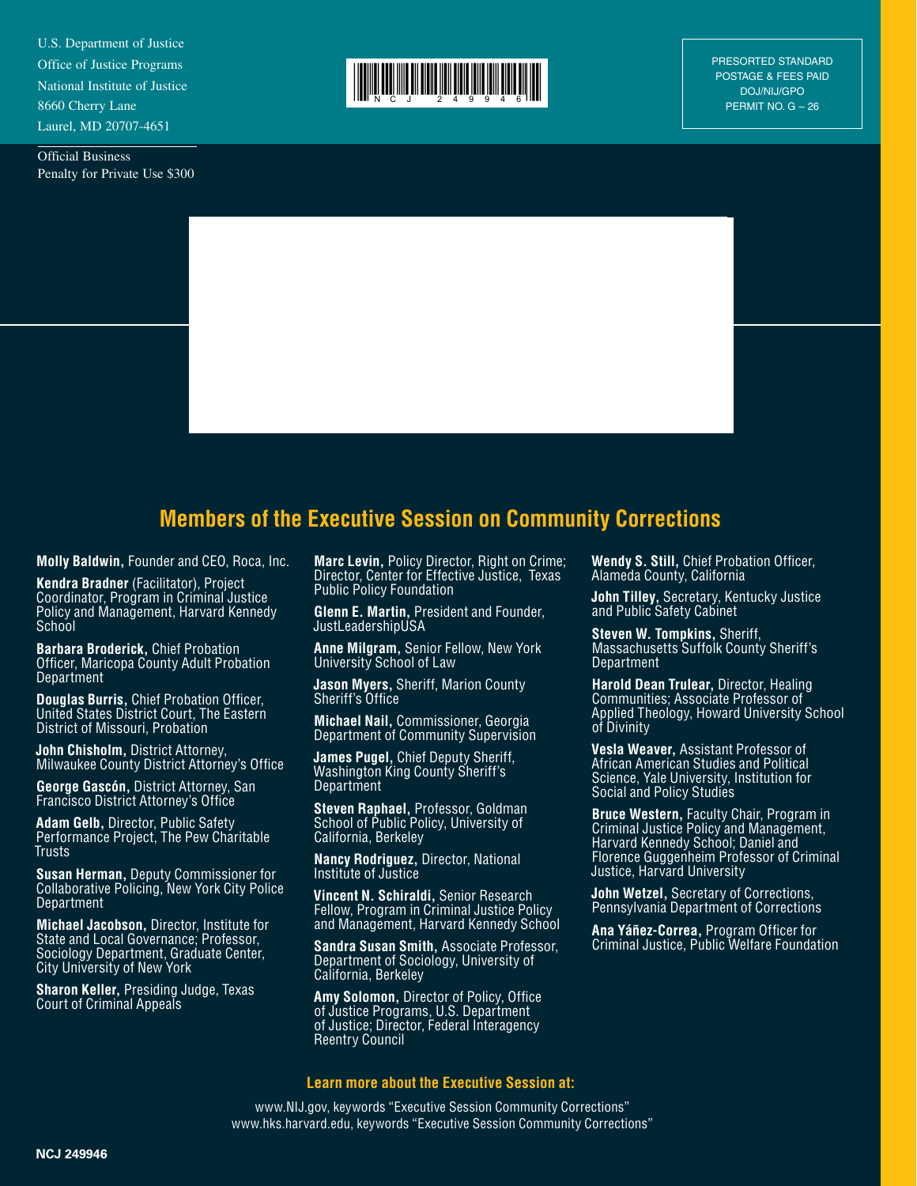U.S. Department of Justice
Office of Justice Programs
National Institute of Justice
8660 Cherry Lane
Laurel, MD 20707-4651

Official Business
Penalty for Private Use $300

NCJ 249946

PRESORTED STANDARD
POSTAGE & FEES PAID
DOJ/NIJ/GPO
PERMIT NO. G – 26

## Members of the Executive Session on Community Corrections

**Molly Baldwin,** Founder and CEO, Roca, Inc.

**Kendra Bradner** (Facilitator), Project Coordinator, Program in Criminal Justice Policy and Management, Harvard Kennedy School

**Barbara Broderick,** Chief Probation Officer, Maricopa County Adult Probation Department

**Douglas Burris,** Chief Probation Officer, United States District Court, The Eastern District of Missouri, Probation

**John Chisholm,** District Attorney, Milwaukee County District Attorney's Office

**George Gascón,** District Attorney, San Francisco District Attorney's Office

**Adam Gelb,** Director, Public Safety Performance Project, The Pew Charitable Trusts

**Susan Herman,** Deputy Commissioner for Collaborative Policing, New York City Police Department

**Michael Jacobson,** Director, Institute for State and Local Governance; Professor, Sociology Department, Graduate Center, City University of New York

**Sharon Keller,** Presiding Judge, Texas Court of Criminal Appeals

**Marc Levin,** Policy Director, Right on Crime; Director, Center for Effective Justice, Texas Public Policy Foundation

**Glenn E. Martin,** President and Founder, JustLeadershipUSA

**Anne Milgram,** Senior Fellow, New York University School of Law

**Jason Myers,** Sheriff, Marion County Sheriff's Office

**Michael Nail,** Commissioner, Georgia Department of Community Supervision

**James Pugel,** Chief Deputy Sheriff, Washington King County Sheriff's Department

**Steven Raphael,** Professor, Goldman School of Public Policy, University of California, Berkeley

**Nancy Rodriguez,** Director, National Institute of Justice

**Vincent N. Schiraldi,** Senior Research Fellow, Program in Criminal Justice Policy and Management, Harvard Kennedy School

**Sandra Susan Smith,** Associate Professor, Department of Sociology, University of California, Berkeley

**Amy Solomon,** Director of Policy, Office of Justice Programs, U.S. Department of Justice; Director, Federal Interagency Reentry Council

**Wendy S. Still,** Chief Probation Officer, Alameda County, California

**John Tilley,** Secretary, Kentucky Justice and Public Safety Cabinet

**Steven W. Tompkins,** Sheriff, Massachusetts Suffolk County Sheriff's Department

**Harold Dean Trulear,** Director, Healing Communities; Associate Professor of Applied Theology, Howard University School of Divinity

**Vesla Weaver,** Assistant Professor of African American Studies and Political Science, Yale University, Institution for Social and Policy Studies

**Bruce Western,** Faculty Chair, Program in Criminal Justice Policy and Management, Harvard Kennedy School; Daniel and Florence Guggenheim Professor of Criminal Justice, Harvard University

**John Wetzel,** Secretary of Corrections, Pennsylvania Department of Corrections

**Ana Yáñez-Correa,** Program Officer for Criminal Justice, Public Welfare Foundation

**Learn more about the Executive Session at:**

www.NIJ.gov, keywords "Executive Session Community Corrections"
www.hks.harvard.edu, keywords "Executive Session Community Corrections"

NCJ 249946